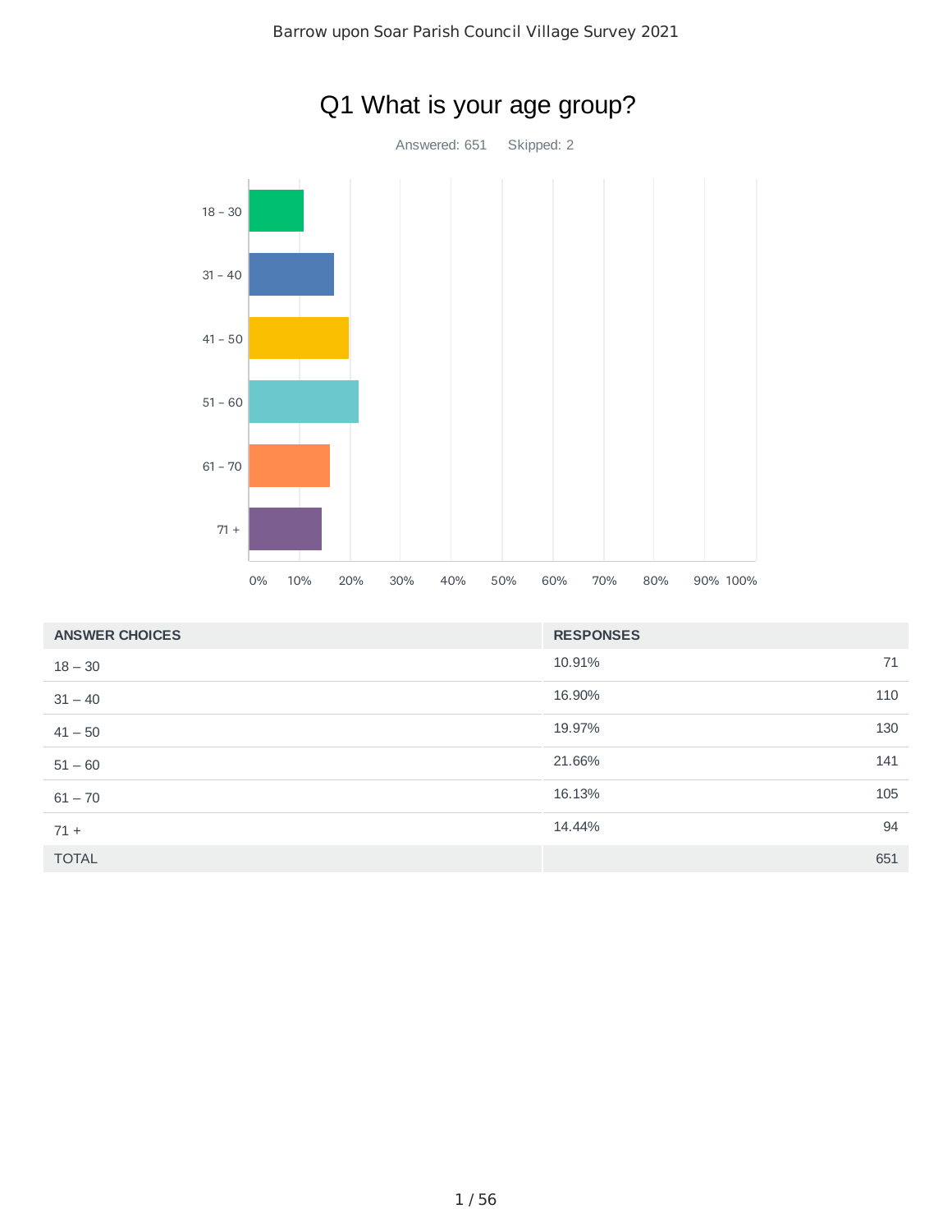# Q1 What is your age group?

Answered: 651 Skipped: 2

| ANSWER CHOICES | RESPONSES | |
|---|---|---|
| 18 – 30 | 10.91% | 71 |
| 31 – 40 | 16.90% | 110 |
| 41 – 50 | 19.97% | 130 |
| 51 – 60 | 21.66% | 141 |
| 61 – 70 | 16.13% | 105 |
| 71 + | 14.44% | 94 |
| TOTAL | | 651 |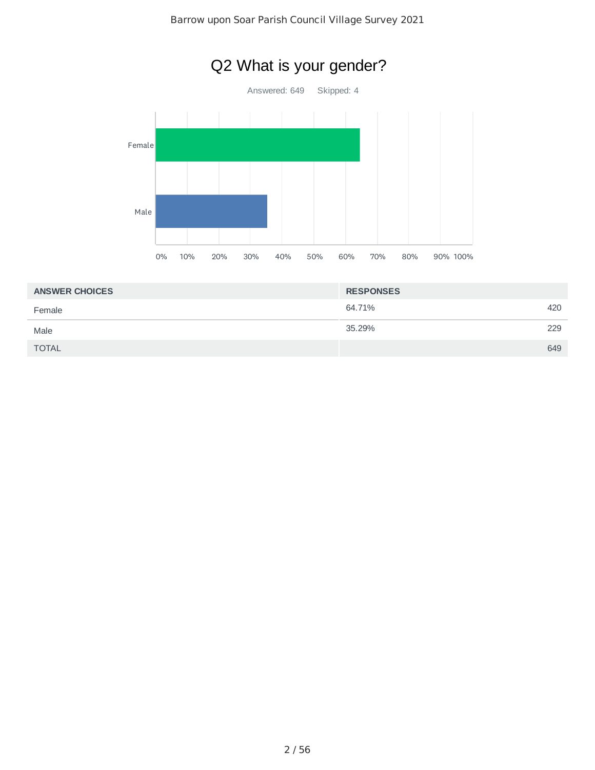# Q2 What is your gender?

Answered: 649 Skipped: 4

| ANSWER CHOICES | RESPONSES | |
|---|---|---|
| Female | 64.71% | 420 |
| Male | 35.29% | 229 |
| TOTAL | | 649 |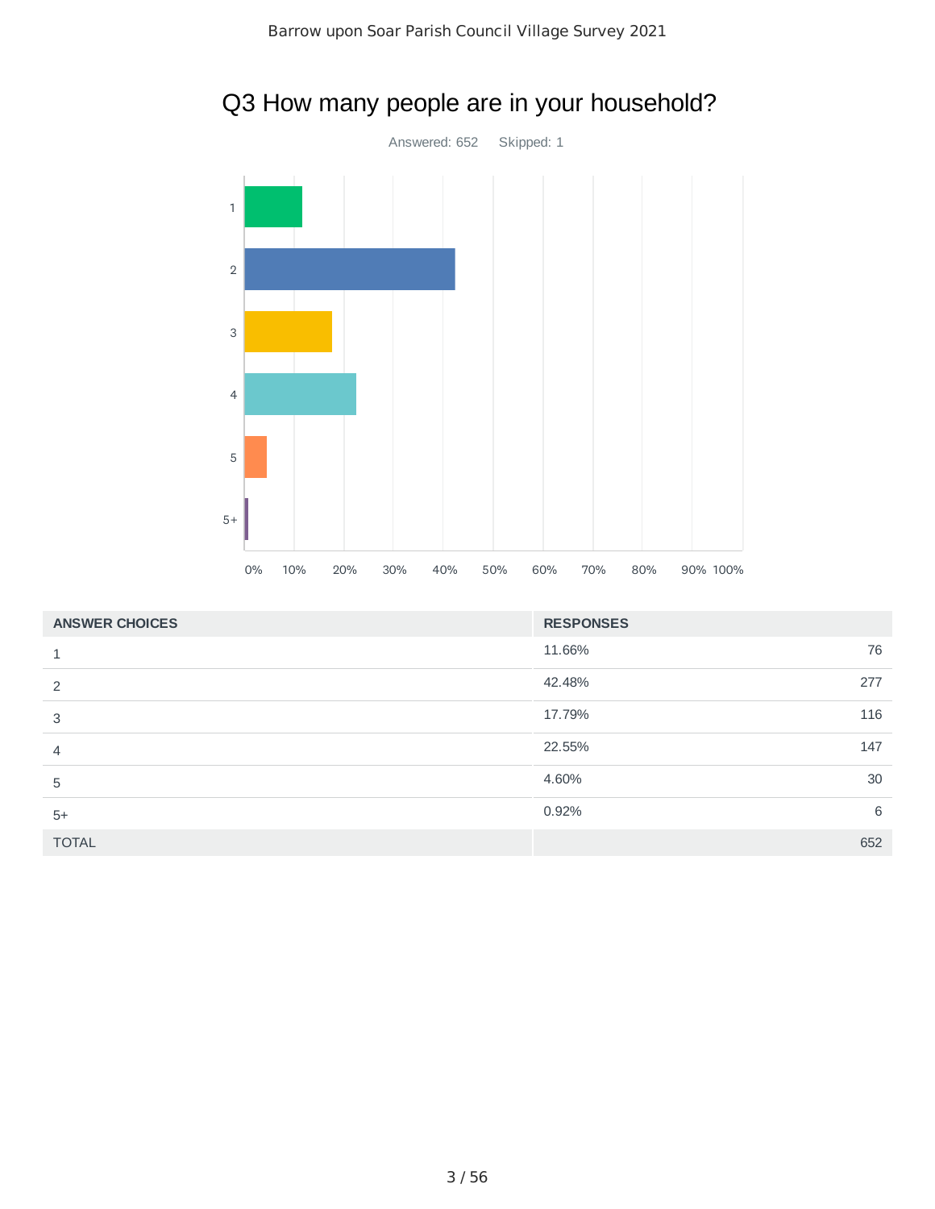# Q3 How many people are in your household?

Answered: 652    Skipped: 1

| ANSWER CHOICES | RESPONSES | |
|---|---|---|
| 1 | 11.66% | 76 |
| 2 | 42.48% | 277 |
| 3 | 17.79% | 116 |
| 4 | 22.55% | 147 |
| 5 | 4.60% | 30 |
| 5+ | 0.92% | 6 |
| TOTAL | | 652 |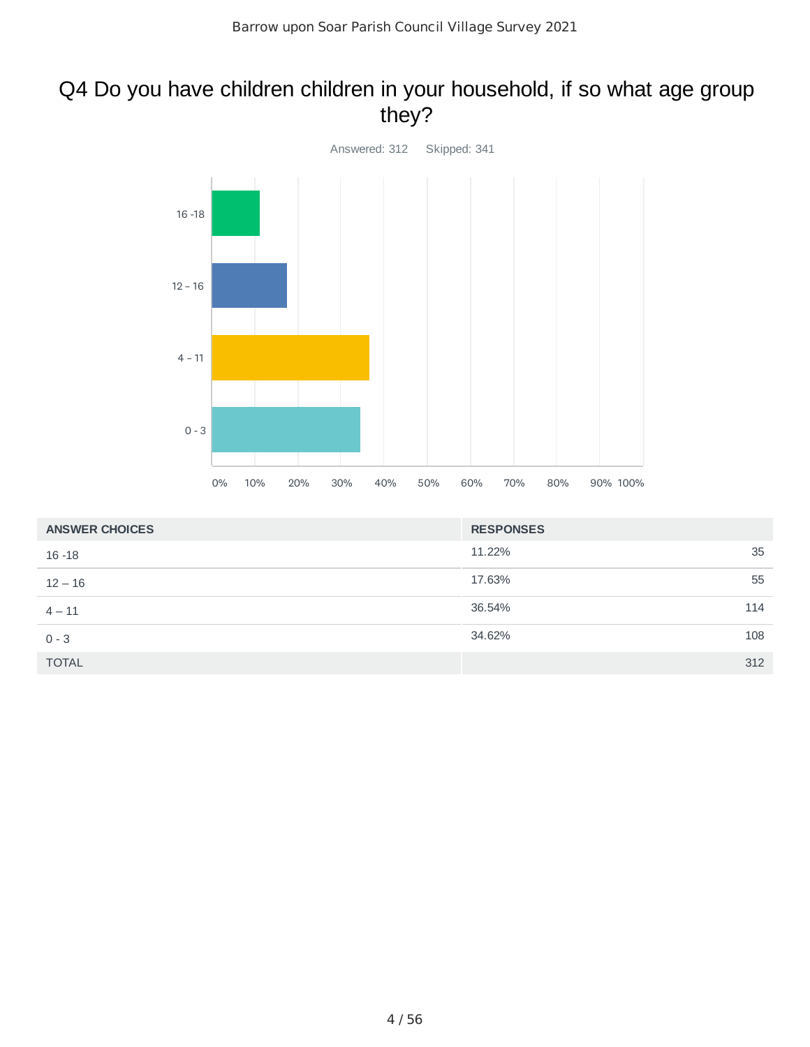# Q4 Do you have children children in your household, if so what age group they?

Answered: 312 Skipped: 341

| ANSWER CHOICES | RESPONSES | |
|---|---|---|
| 16 -18 | 11.22% | 35 |
| 12 – 16 | 17.63% | 55 |
| 4 – 11 | 36.54% | 114 |
| 0 - 3 | 34.62% | 108 |
| TOTAL | | 312 |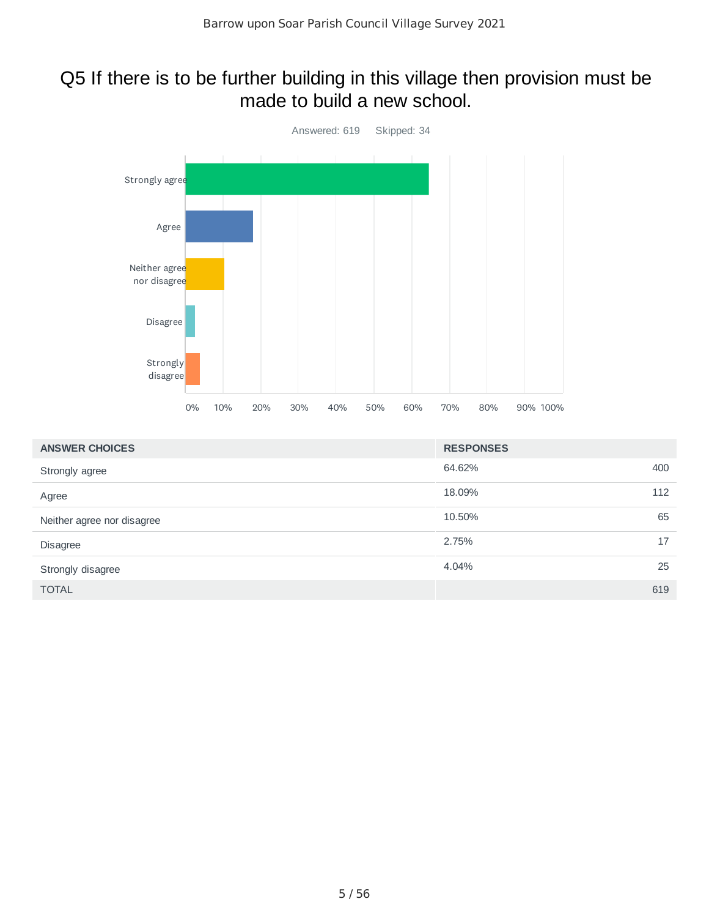# Q5 If there is to be further building in this village then provision must be made to build a new school.

Answered: 619    Skipped: 34

| ANSWER CHOICES | RESPONSES | |
| --- | --- | --- |
| Strongly agree | 64.62% | 400 |
| Agree | 18.09% | 112 |
| Neither agree nor disagree | 10.50% | 65 |
| Disagree | 2.75% | 17 |
| Strongly disagree | 4.04% | 25 |
| TOTAL | | 619 |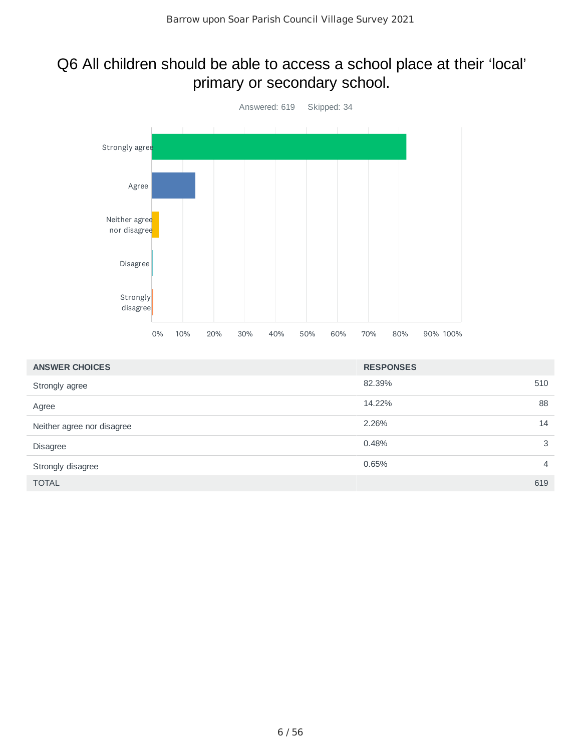# Q6 All children should be able to access a school place at their 'local' primary or secondary school.

Answered: 619 Skipped: 34

| ANSWER CHOICES | RESPONSES | |
|---|---|---|
| Strongly agree | 82.39% | 510 |
| Agree | 14.22% | 88 |
| Neither agree nor disagree | 2.26% | 14 |
| Disagree | 0.48% | 3 |
| Strongly disagree | 0.65% | 4 |
| TOTAL | | 619 |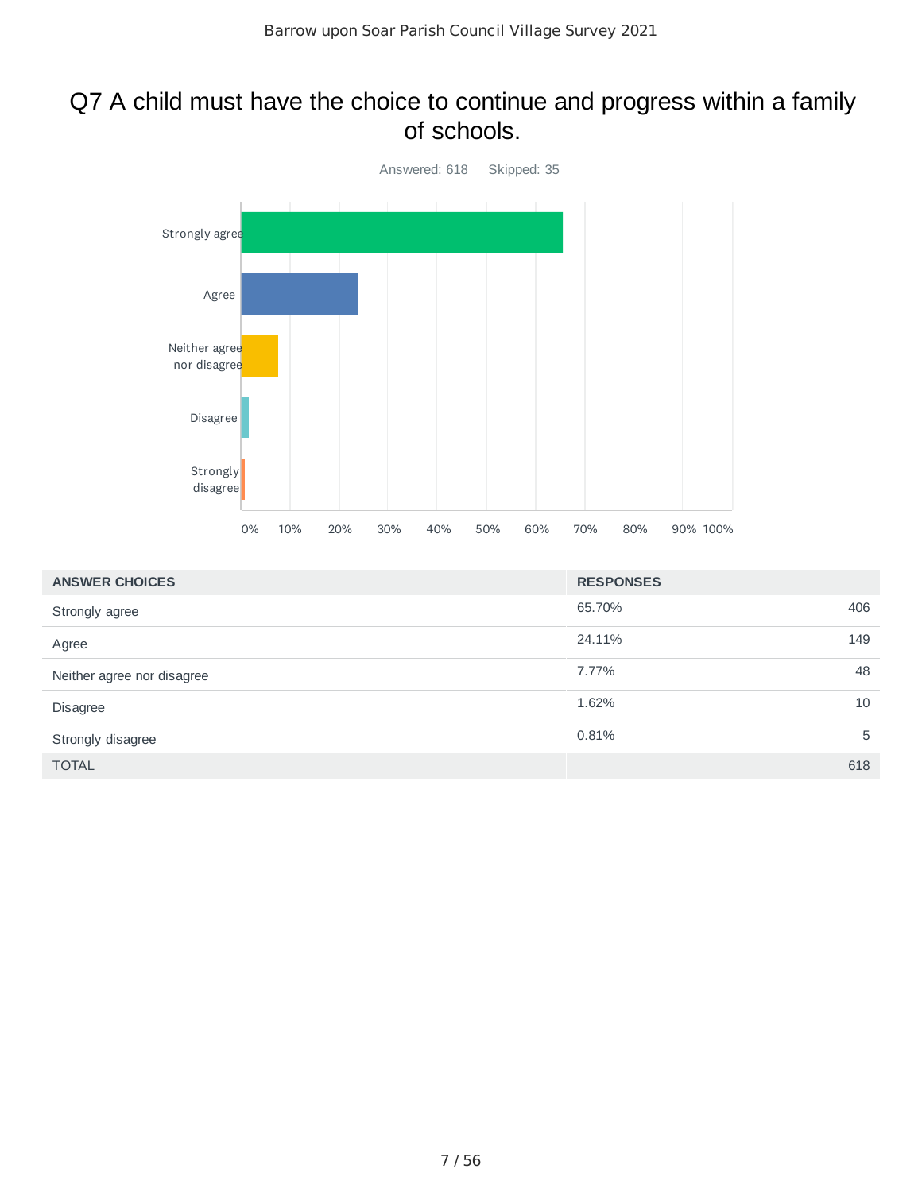# Q7 A child must have the choice to continue and progress within a family of schools.

Answered: 618    Skipped: 35

| ANSWER CHOICES | RESPONSES | |
|---|---|---|
| Strongly agree | 65.70% | 406 |
| Agree | 24.11% | 149 |
| Neither agree nor disagree | 7.77% | 48 |
| Disagree | 1.62% | 10 |
| Strongly disagree | 0.81% | 5 |
| TOTAL | | 618 |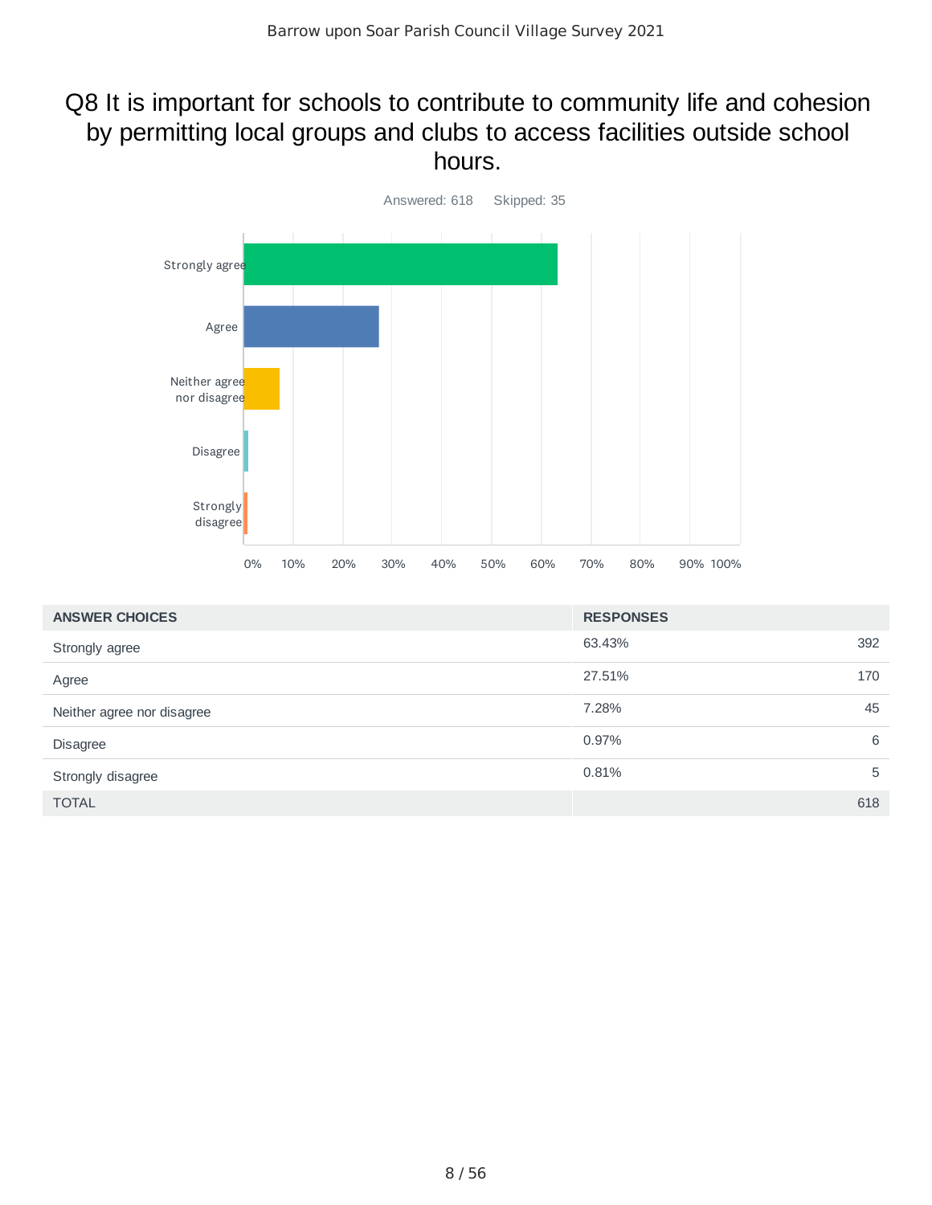# Q8 It is important for schools to contribute to community life and cohesion by permitting local groups and clubs to access facilities outside school hours.

Answered: 618    Skipped: 35

| ANSWER CHOICES | RESPONSES | |
|---|---|---|
| Strongly agree | 63.43% | 392 |
| Agree | 27.51% | 170 |
| Neither agree nor disagree | 7.28% | 45 |
| Disagree | 0.97% | 6 |
| Strongly disagree | 0.81% | 5 |
| TOTAL | | 618 |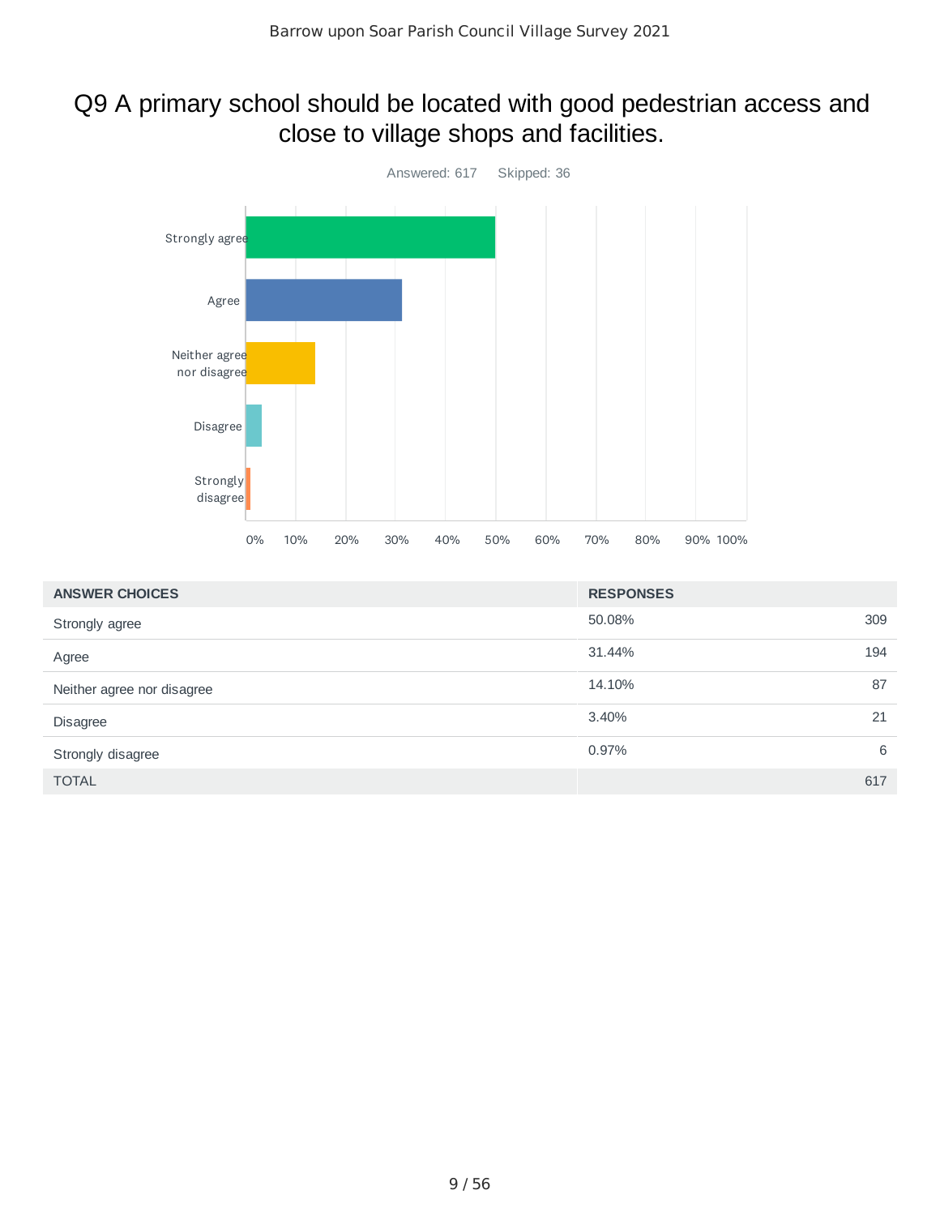# Q9 A primary school should be located with good pedestrian access and close to village shops and facilities.

Answered: 617 Skipped: 36

| ANSWER CHOICES | RESPONSES | |
|---|---|---|
| Strongly agree | 50.08% | 309 |
| Agree | 31.44% | 194 |
| Neither agree nor disagree | 14.10% | 87 |
| Disagree | 3.40% | 21 |
| Strongly disagree | 0.97% | 6 |
| TOTAL | | 617 |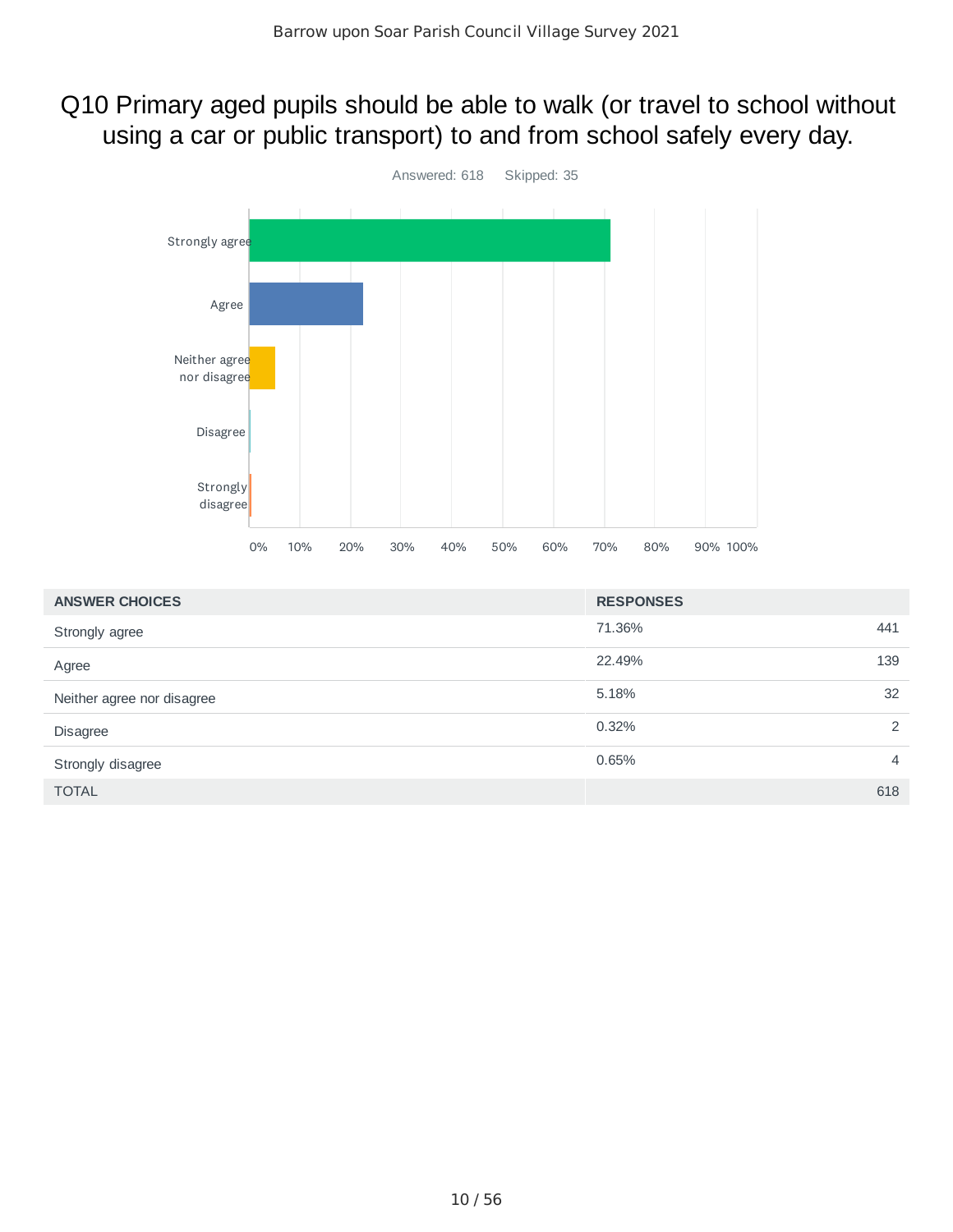# Q10 Primary aged pupils should be able to walk (or travel to school without using a car or public transport) to and from school safely every day.

Answered: 618    Skipped: 35

| ANSWER CHOICES | RESPONSES | |
|---|---|---|
| Strongly agree | 71.36% | 441 |
| Agree | 22.49% | 139 |
| Neither agree nor disagree | 5.18% | 32 |
| Disagree | 0.32% | 2 |
| Strongly disagree | 0.65% | 4 |
| TOTAL | | 618 |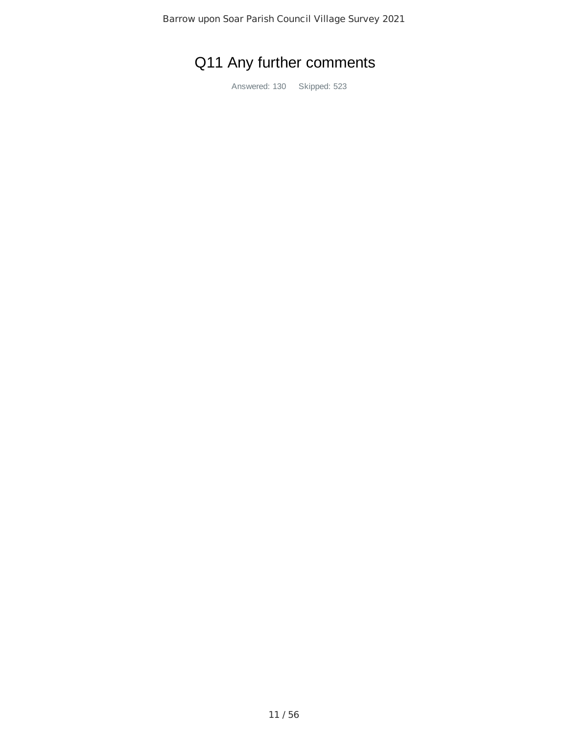# Q11 Any further comments

Answered: 130 Skipped: 523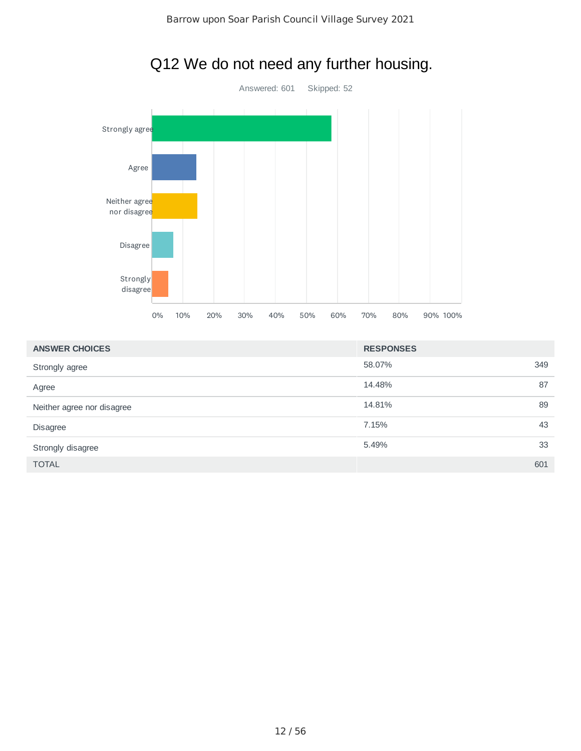# Q12 We do not need any further housing.

Answered: 601 Skipped: 52

| ANSWER CHOICES | RESPONSES | |
|---|---|---|
| Strongly agree | 58.07% | 349 |
| Agree | 14.48% | 87 |
| Neither agree nor disagree | 14.81% | 89 |
| Disagree | 7.15% | 43 |
| Strongly disagree | 5.49% | 33 |
| TOTAL | | 601 |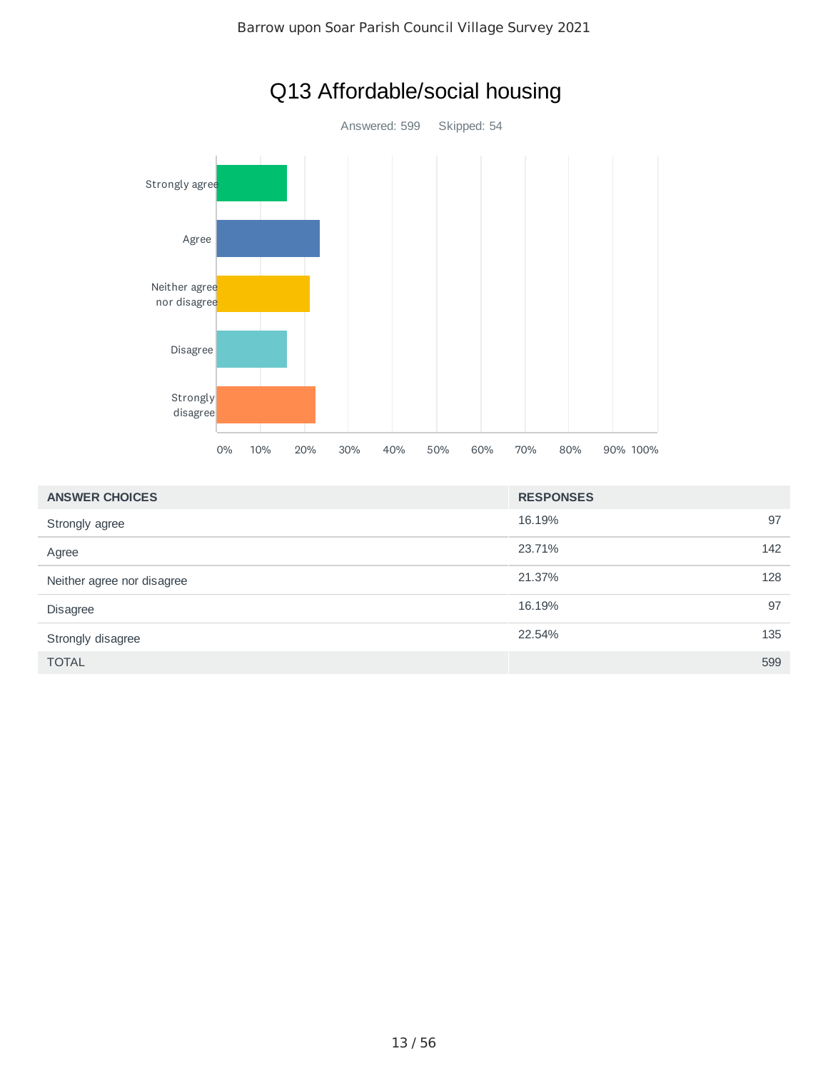# Q13 Affordable/social housing

Answered: 599 Skipped: 54

| ANSWER CHOICES | RESPONSES | |
|---|---|---|
| Strongly agree | 16.19% | 97 |
| Agree | 23.71% | 142 |
| Neither agree nor disagree | 21.37% | 128 |
| Disagree | 16.19% | 97 |
| Strongly disagree | 22.54% | 135 |
| TOTAL | | 599 |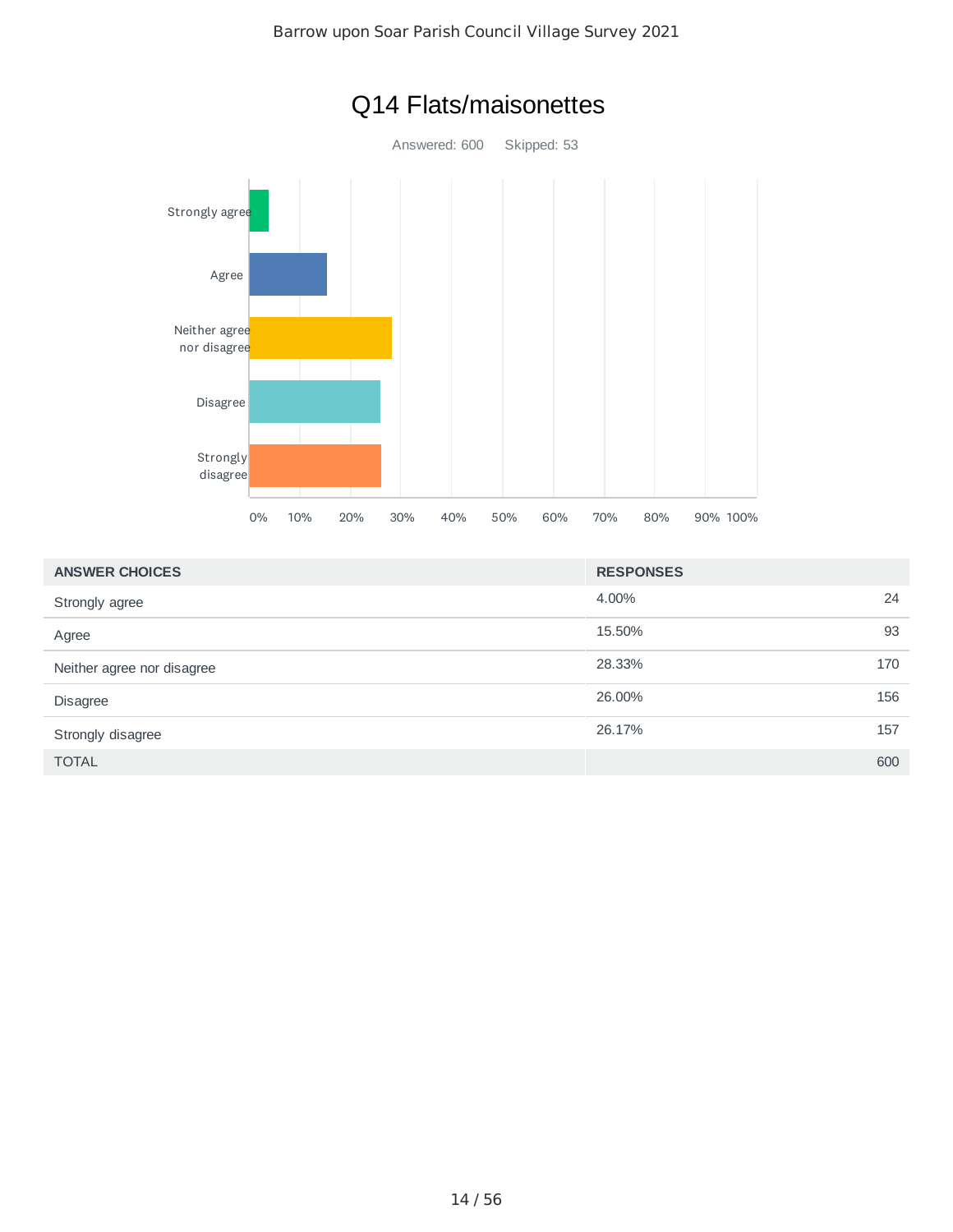# Q14 Flats/maisonettes

Answered: 600 Skipped: 53

| ANSWER CHOICES | RESPONSES | |
|---|---|---|
| Strongly agree | 4.00% | 24 |
| Agree | 15.50% | 93 |
| Neither agree nor disagree | 28.33% | 170 |
| Disagree | 26.00% | 156 |
| Strongly disagree | 26.17% | 157 |
| TOTAL | | 600 |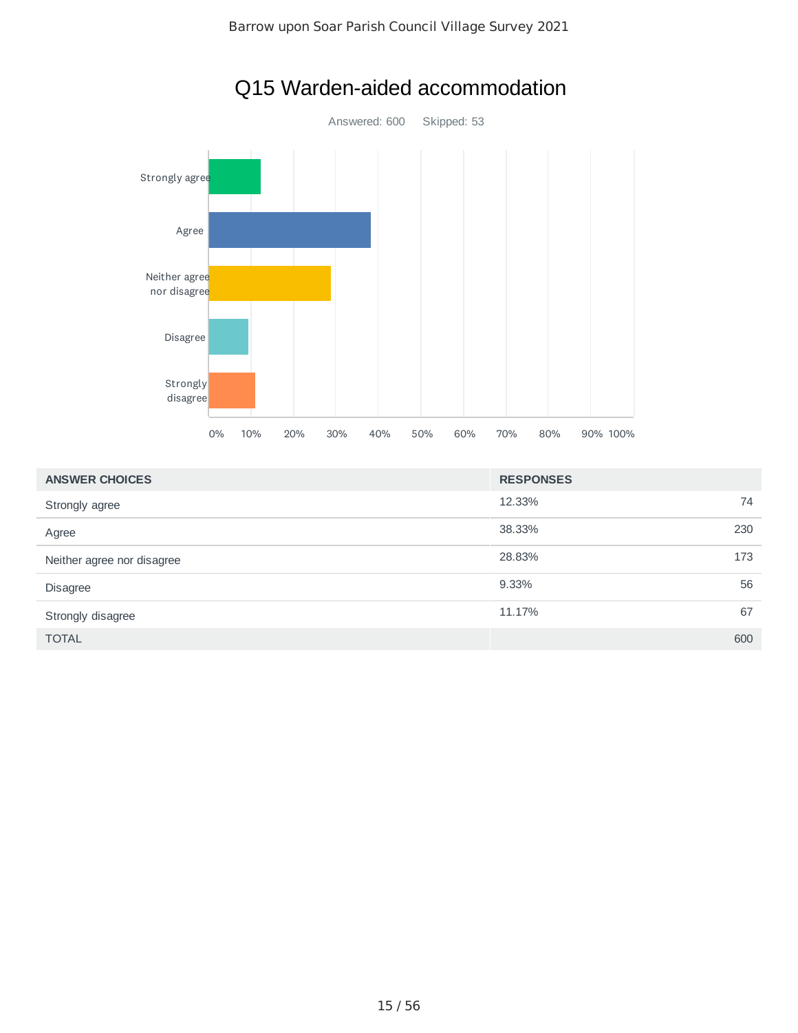# Q15 Warden-aided accommodation

Answered: 600 Skipped: 53

| ANSWER CHOICES | RESPONSES | |
|---|---|---|
| Strongly agree | 12.33% | 74 |
| Agree | 38.33% | 230 |
| Neither agree nor disagree | 28.83% | 173 |
| Disagree | 9.33% | 56 |
| Strongly disagree | 11.17% | 67 |
| TOTAL | | 600 |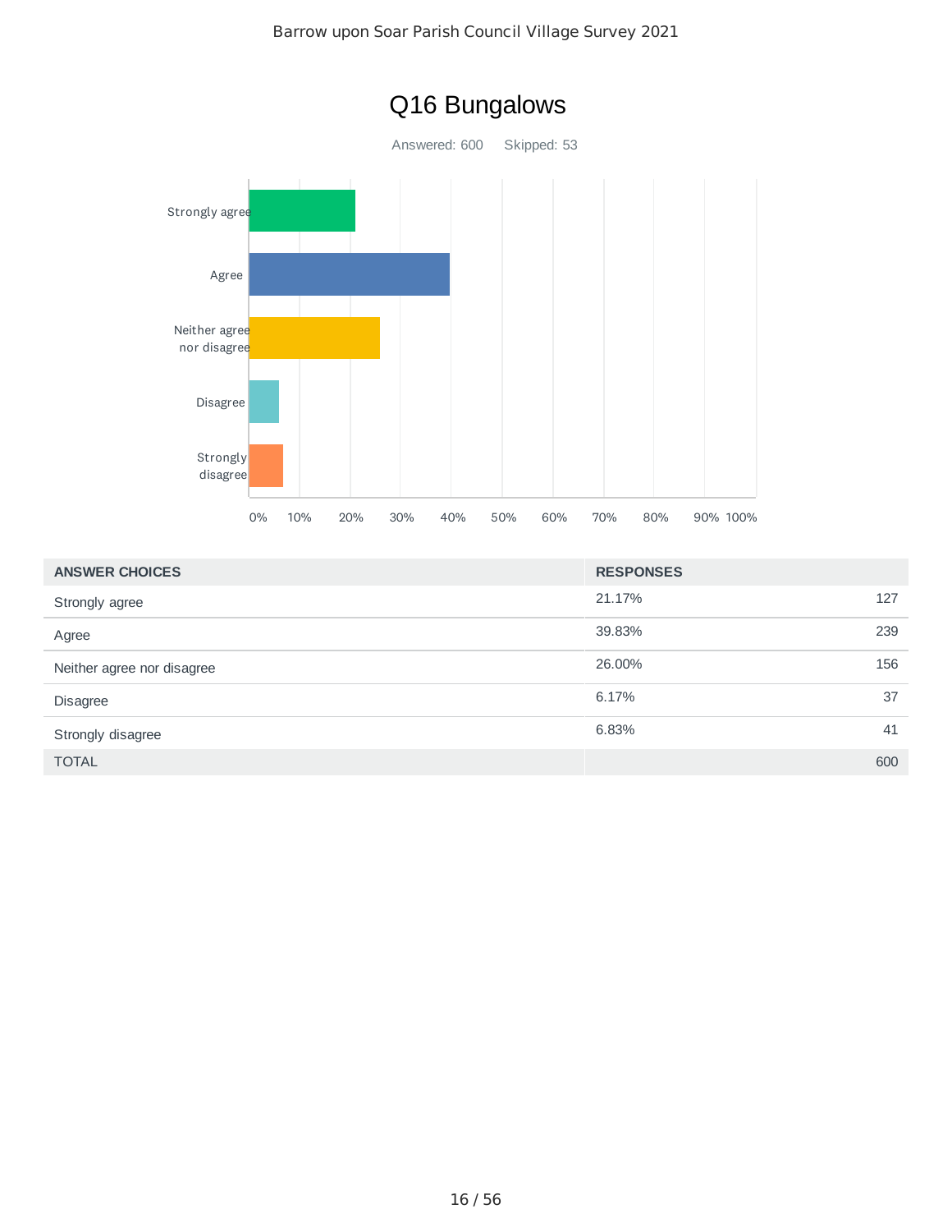# Q16 Bungalows

Answered: 600 Skipped: 53

| ANSWER CHOICES | RESPONSES | |
|---|---|---|
| Strongly agree | 21.17% | 127 |
| Agree | 39.83% | 239 |
| Neither agree nor disagree | 26.00% | 156 |
| Disagree | 6.17% | 37 |
| Strongly disagree | 6.83% | 41 |
| TOTAL | | 600 |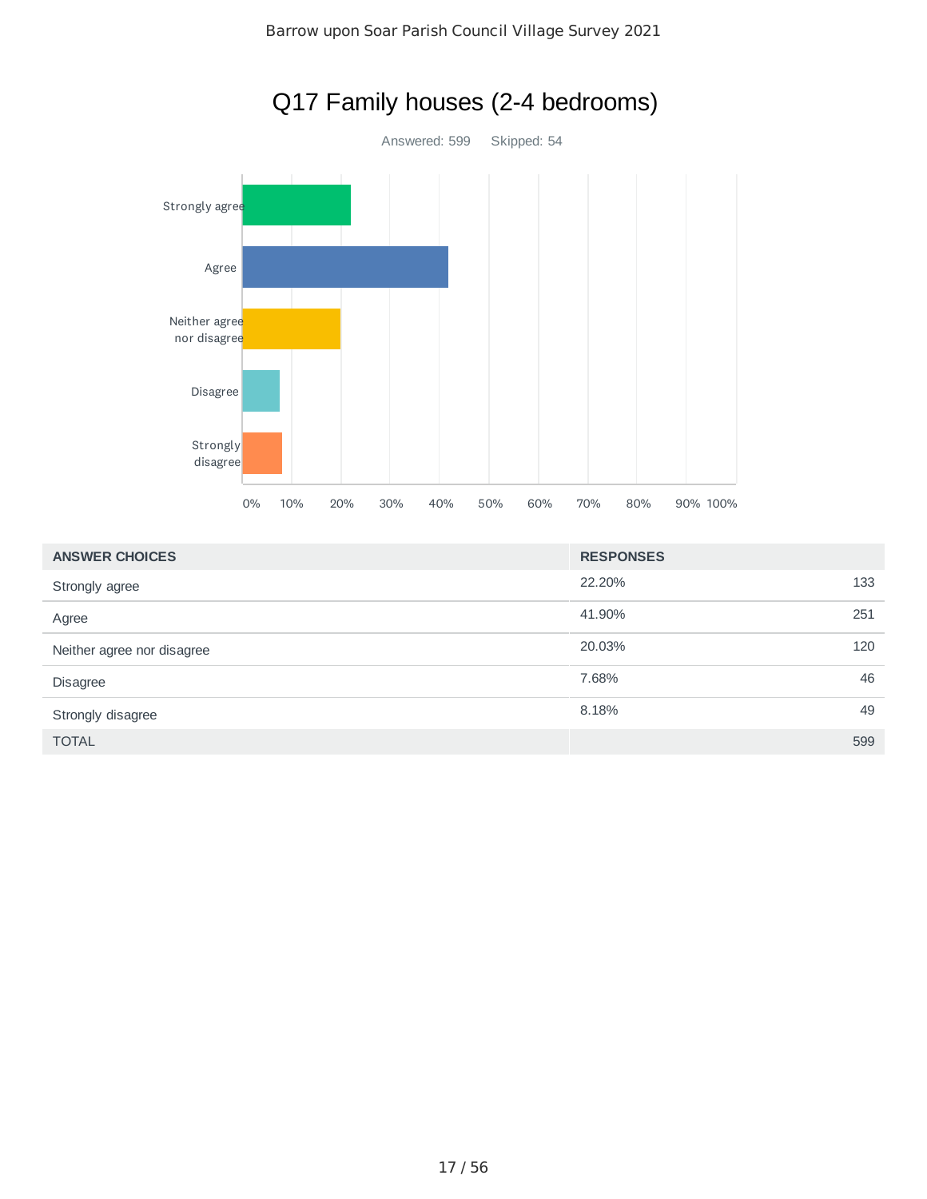# Q17 Family houses (2-4 bedrooms)

Answered: 599    Skipped: 54

| ANSWER CHOICES | RESPONSES | |
|---|---|---|
| Strongly agree | 22.20% | 133 |
| Agree | 41.90% | 251 |
| Neither agree nor disagree | 20.03% | 120 |
| Disagree | 7.68% | 46 |
| Strongly disagree | 8.18% | 49 |
| TOTAL | | 599 |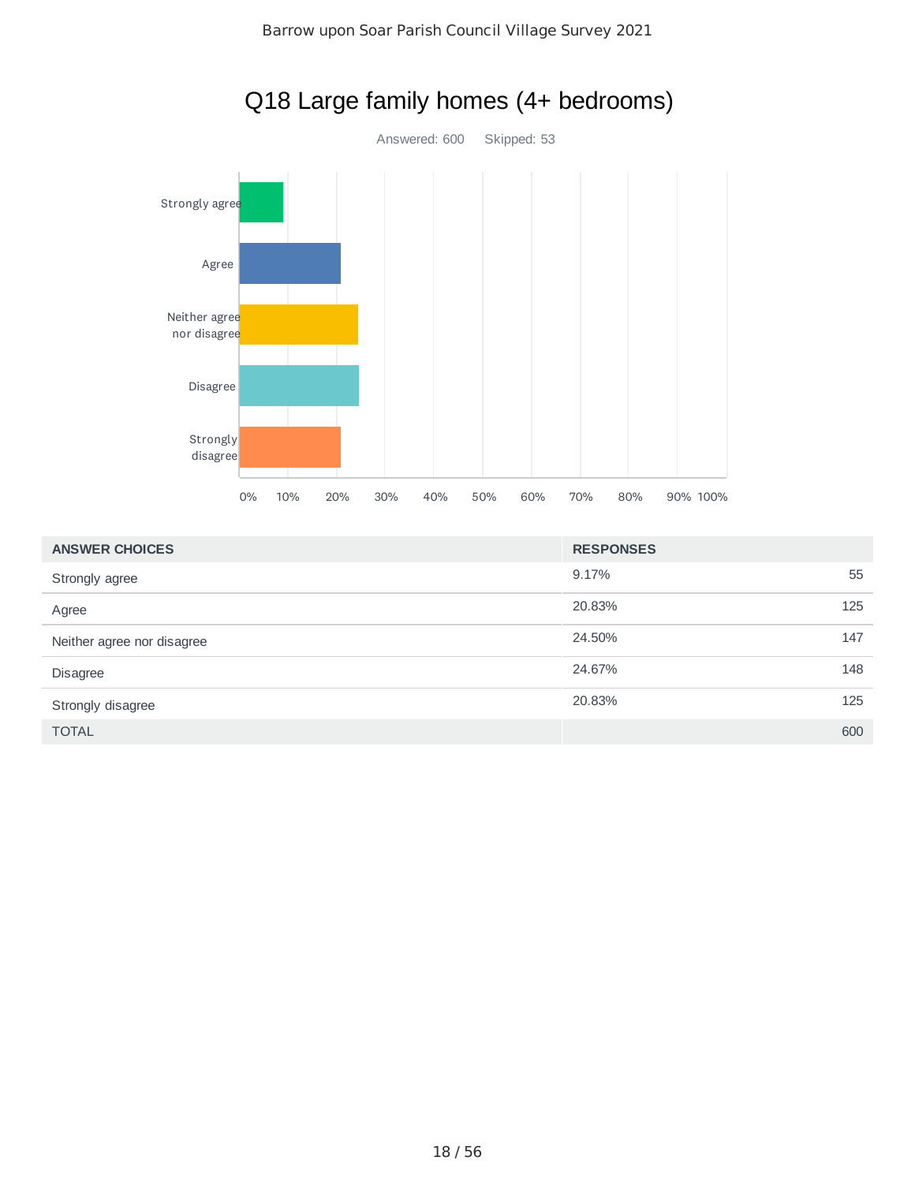# Q18 Large family homes (4+ bedrooms)

Answered: 600 Skipped: 53

| ANSWER CHOICES | RESPONSES | |
|---|---|---|
| Strongly agree | 9.17% | 55 |
| Agree | 20.83% | 125 |
| Neither agree nor disagree | 24.50% | 147 |
| Disagree | 24.67% | 148 |
| Strongly disagree | 20.83% | 125 |
| TOTAL | | 600 |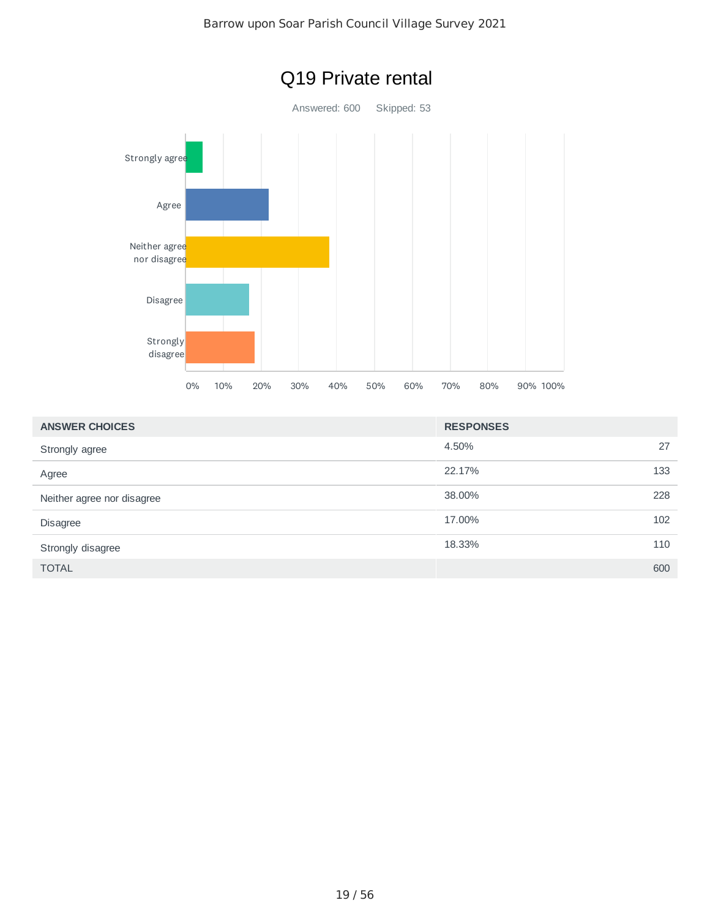# Q19 Private rental

Answered: 600 Skipped: 53

| ANSWER CHOICES | RESPONSES | |
|---|---|---|
| Strongly agree | 4.50% | 27 |
| Agree | 22.17% | 133 |
| Neither agree nor disagree | 38.00% | 228 |
| Disagree | 17.00% | 102 |
| Strongly disagree | 18.33% | 110 |
| TOTAL | | 600 |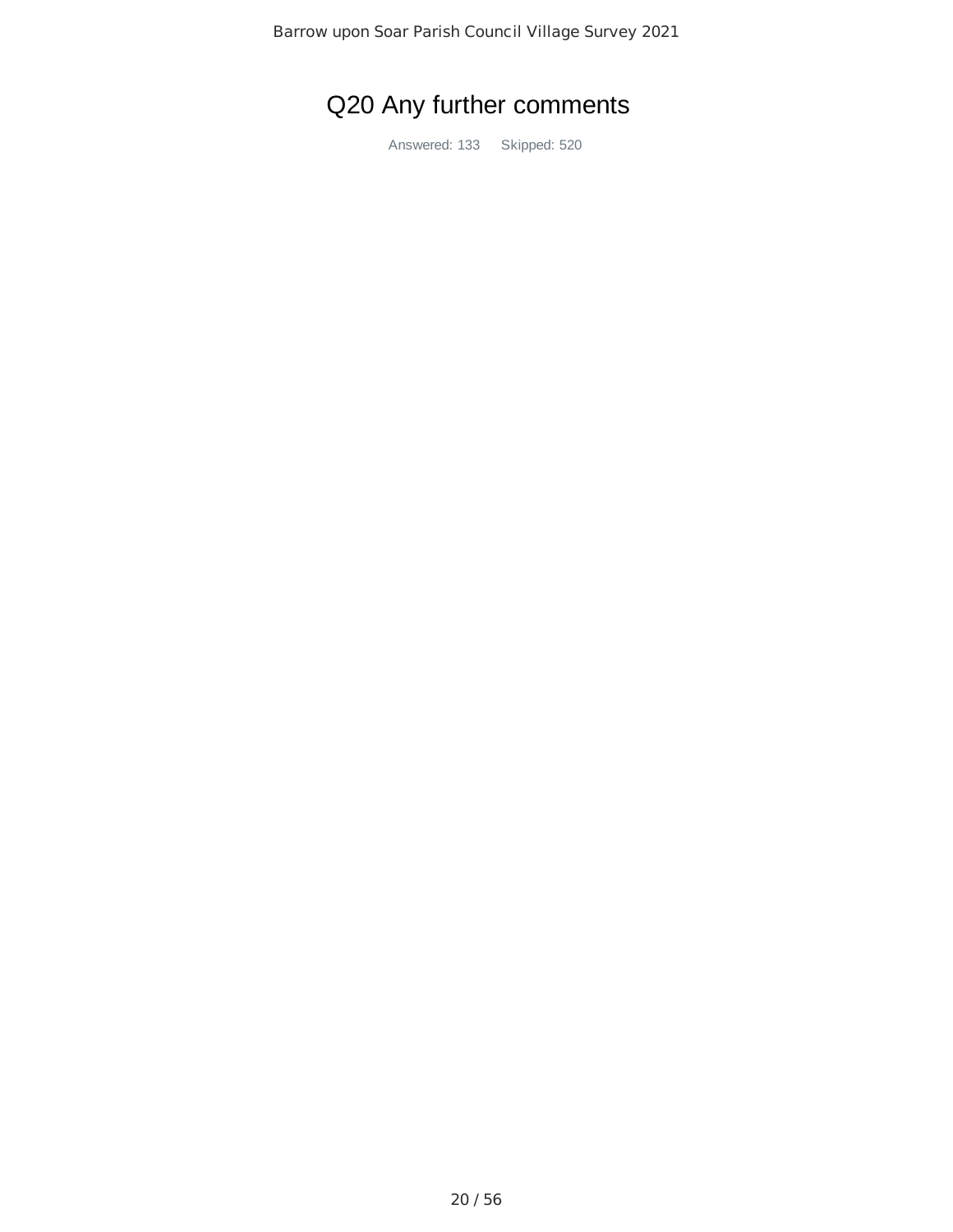# Q20 Any further comments

Answered: 133 Skipped: 520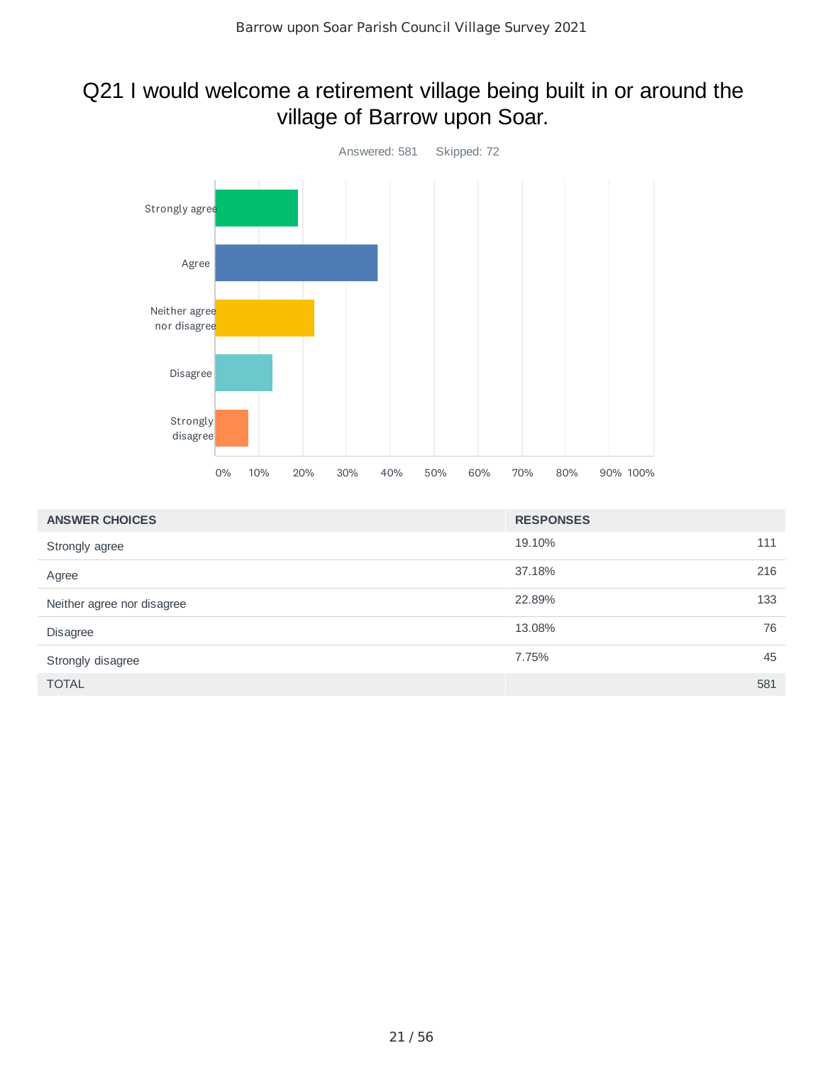# Q21 I would welcome a retirement village being built in or around the village of Barrow upon Soar.

Answered: 581    Skipped: 72

| ANSWER CHOICES | RESPONSES | |
|---|---|---|
| Strongly agree | 19.10% | 111 |
| Agree | 37.18% | 216 |
| Neither agree nor disagree | 22.89% | 133 |
| Disagree | 13.08% | 76 |
| Strongly disagree | 7.75% | 45 |
| TOTAL | | 581 |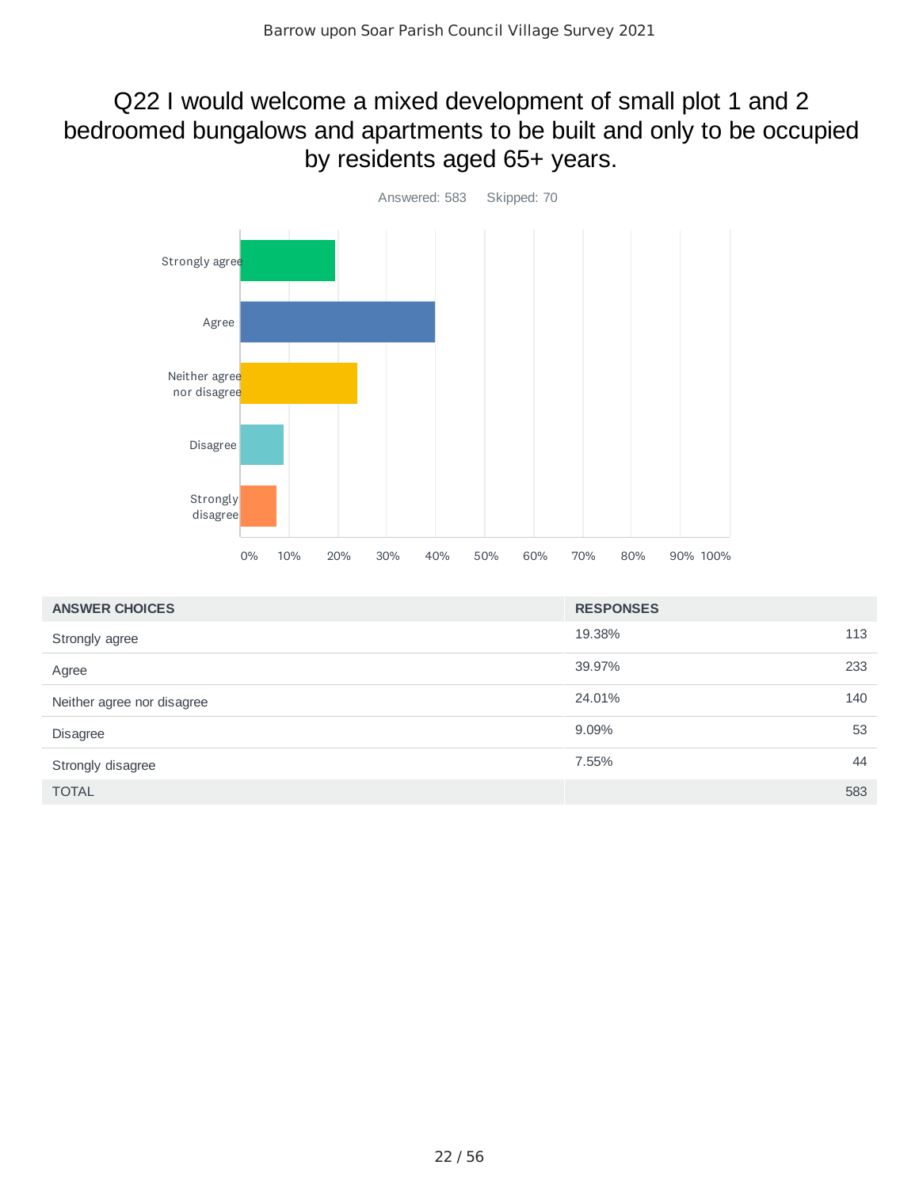# Q22 I would welcome a mixed development of small plot 1 and 2 bedroomed bungalows and apartments to be built and only to be occupied by residents aged 65+ years.

Answered: 583 Skipped: 70

| ANSWER CHOICES | RESPONSES | |
|---|---|---|
| Strongly agree | 19.38% | 113 |
| Agree | 39.97% | 233 |
| Neither agree nor disagree | 24.01% | 140 |
| Disagree | 9.09% | 53 |
| Strongly disagree | 7.55% | 44 |
| TOTAL | | 583 |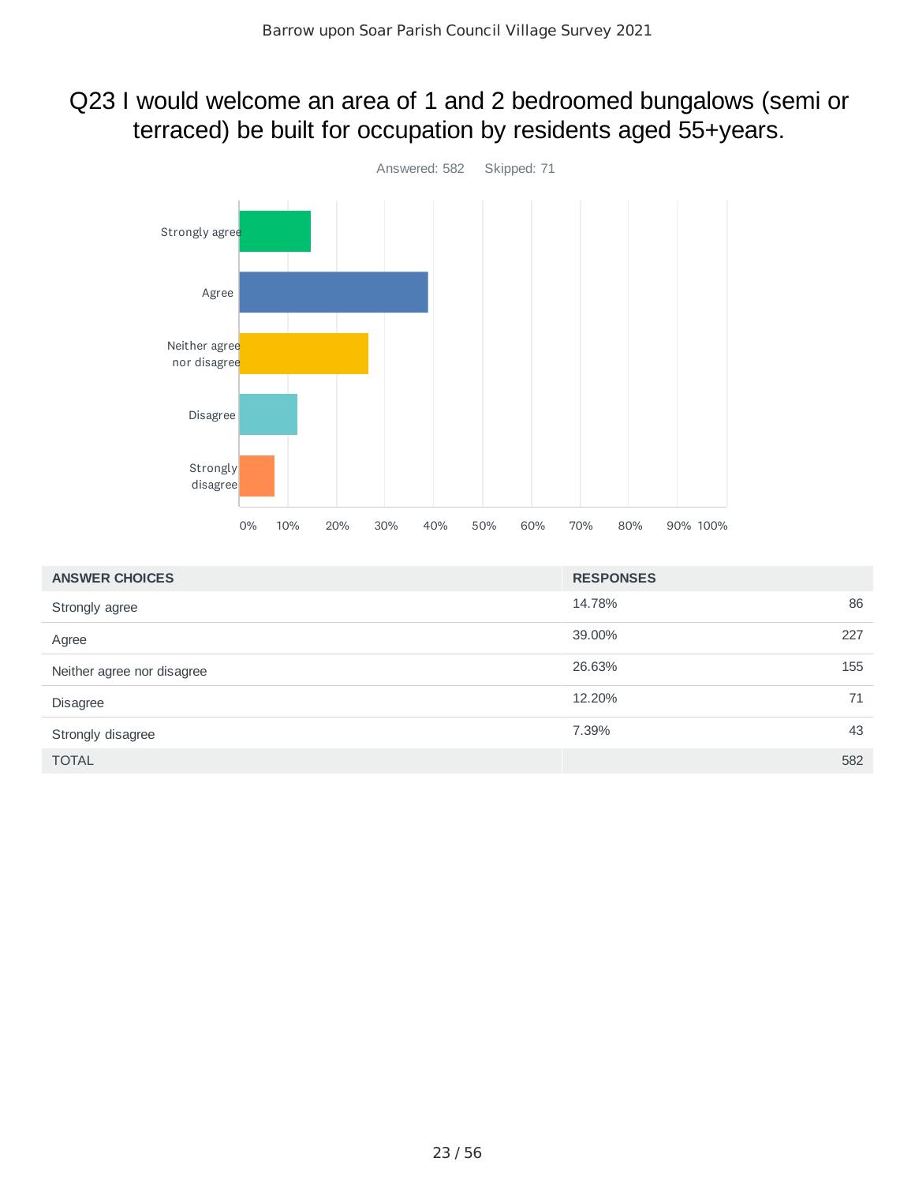# Q23 I would welcome an area of 1 and 2 bedroomed bungalows (semi or terraced) be built for occupation by residents aged 55+years.

Answered: 582 Skipped: 71

| ANSWER CHOICES | RESPONSES | |
|---|---|---|
| Strongly agree | 14.78% | 86 |
| Agree | 39.00% | 227 |
| Neither agree nor disagree | 26.63% | 155 |
| Disagree | 12.20% | 71 |
| Strongly disagree | 7.39% | 43 |
| TOTAL | | 582 |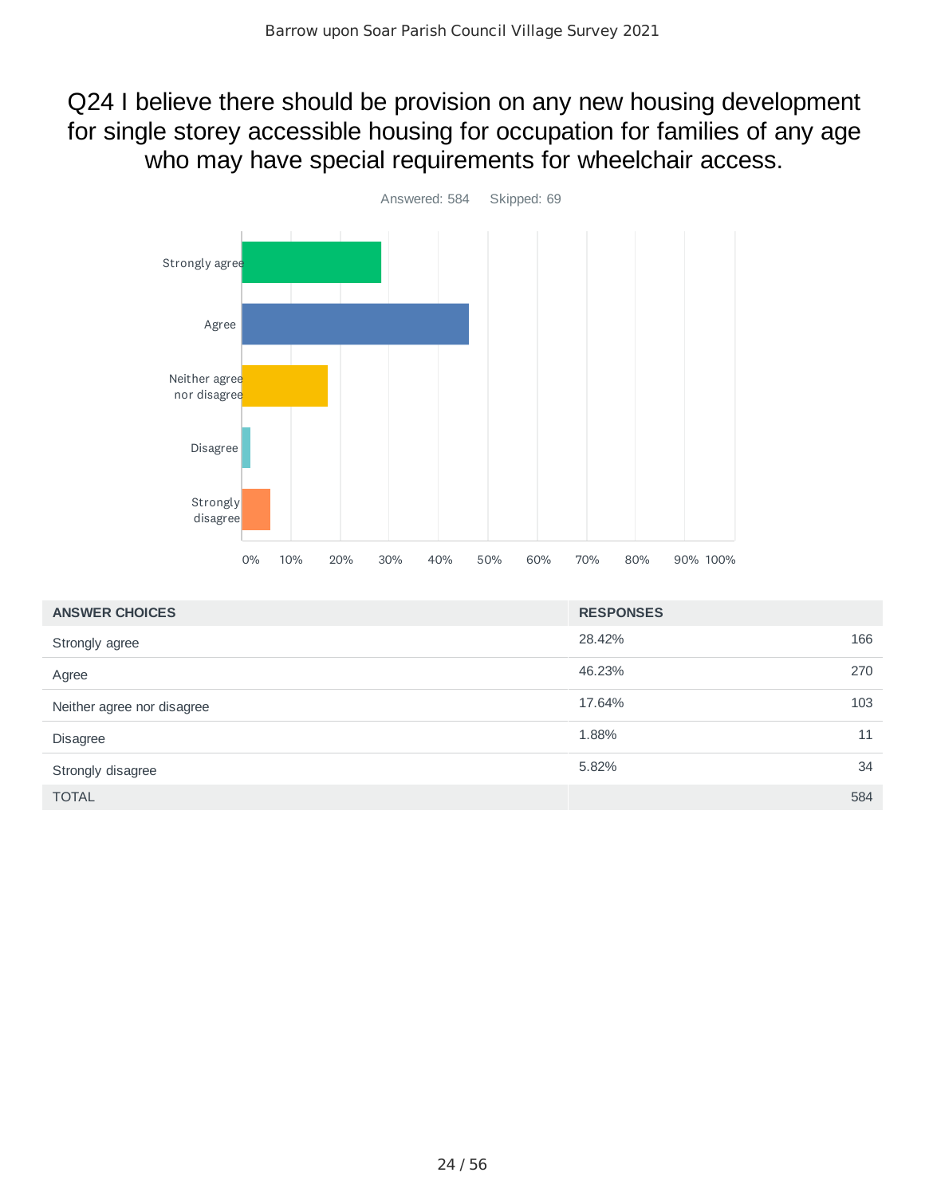# Q24 I believe there should be provision on any new housing development for single storey accessible housing for occupation for families of any age who may have special requirements for wheelchair access.

Answered: 584 Skipped: 69

| ANSWER CHOICES | RESPONSES | |
|---|---|---|
| Strongly agree | 28.42% | 166 |
| Agree | 46.23% | 270 |
| Neither agree nor disagree | 17.64% | 103 |
| Disagree | 1.88% | 11 |
| Strongly disagree | 5.82% | 34 |
| TOTAL | | 584 |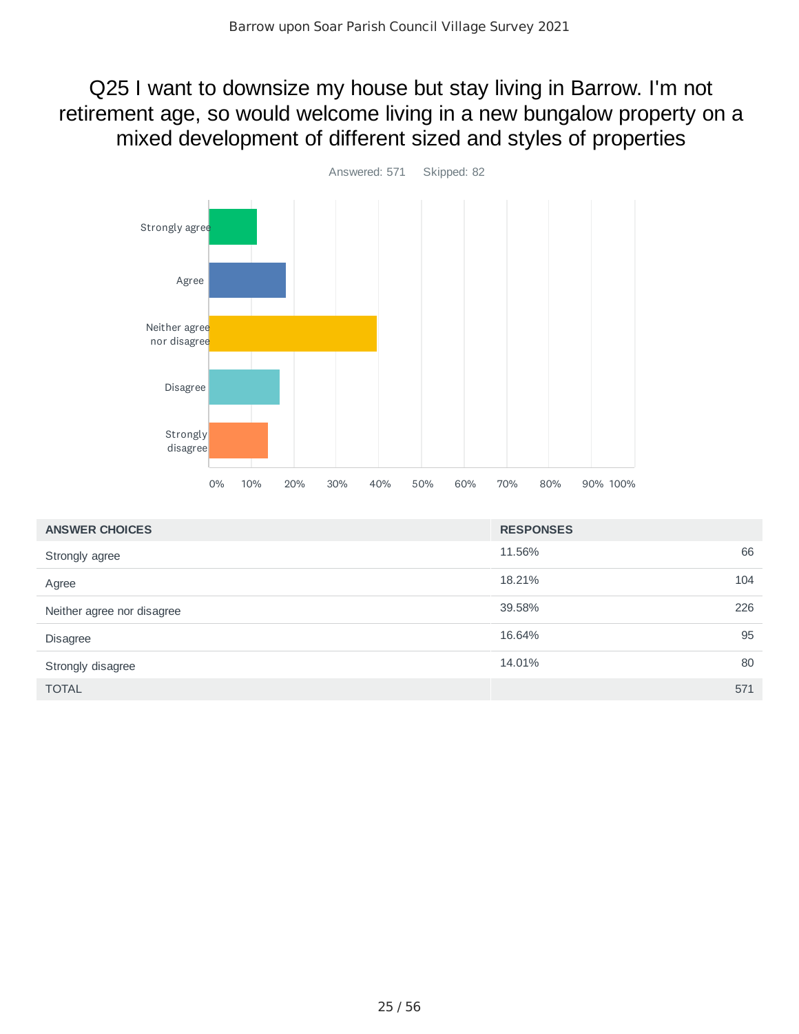# Q25 I want to downsize my house but stay living in Barrow. I'm not retirement age, so would welcome living in a new bungalow property on a mixed development of different sized and styles of properties

Answered: 571    Skipped: 82

| ANSWER CHOICES | RESPONSES | |
|---|---|---|
| Strongly agree | 11.56% | 66 |
| Agree | 18.21% | 104 |
| Neither agree nor disagree | 39.58% | 226 |
| Disagree | 16.64% | 95 |
| Strongly disagree | 14.01% | 80 |
| TOTAL | | 571 |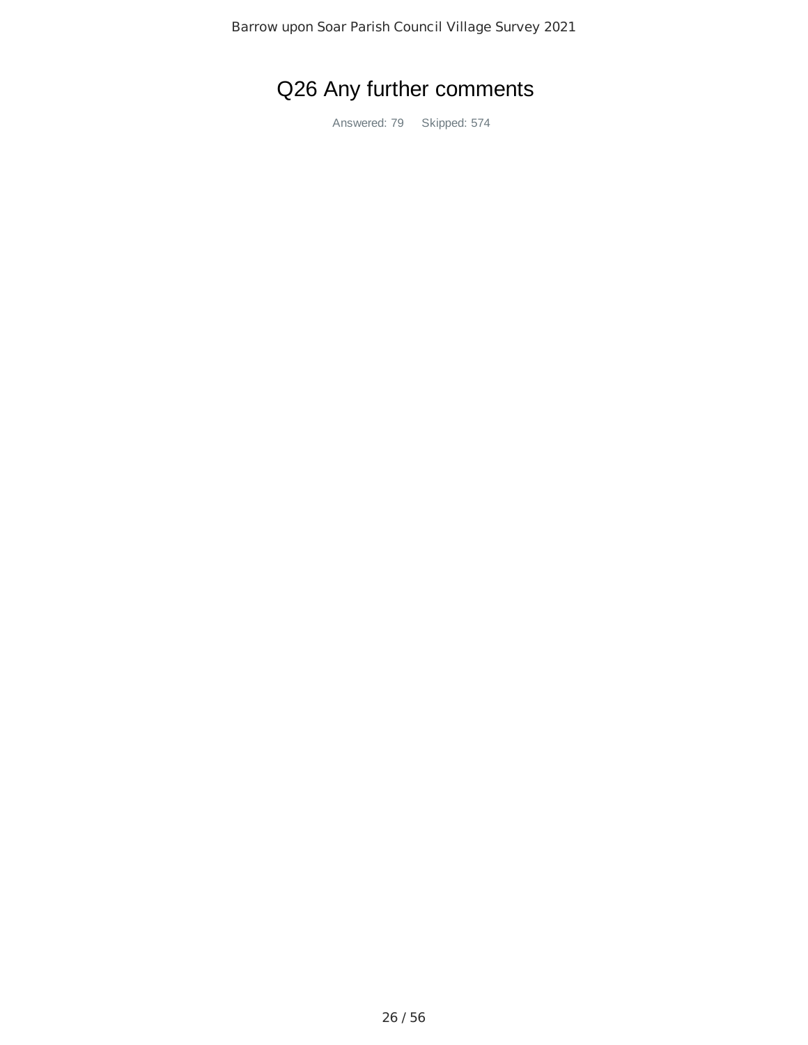# Q26 Any further comments

Answered: 79 Skipped: 574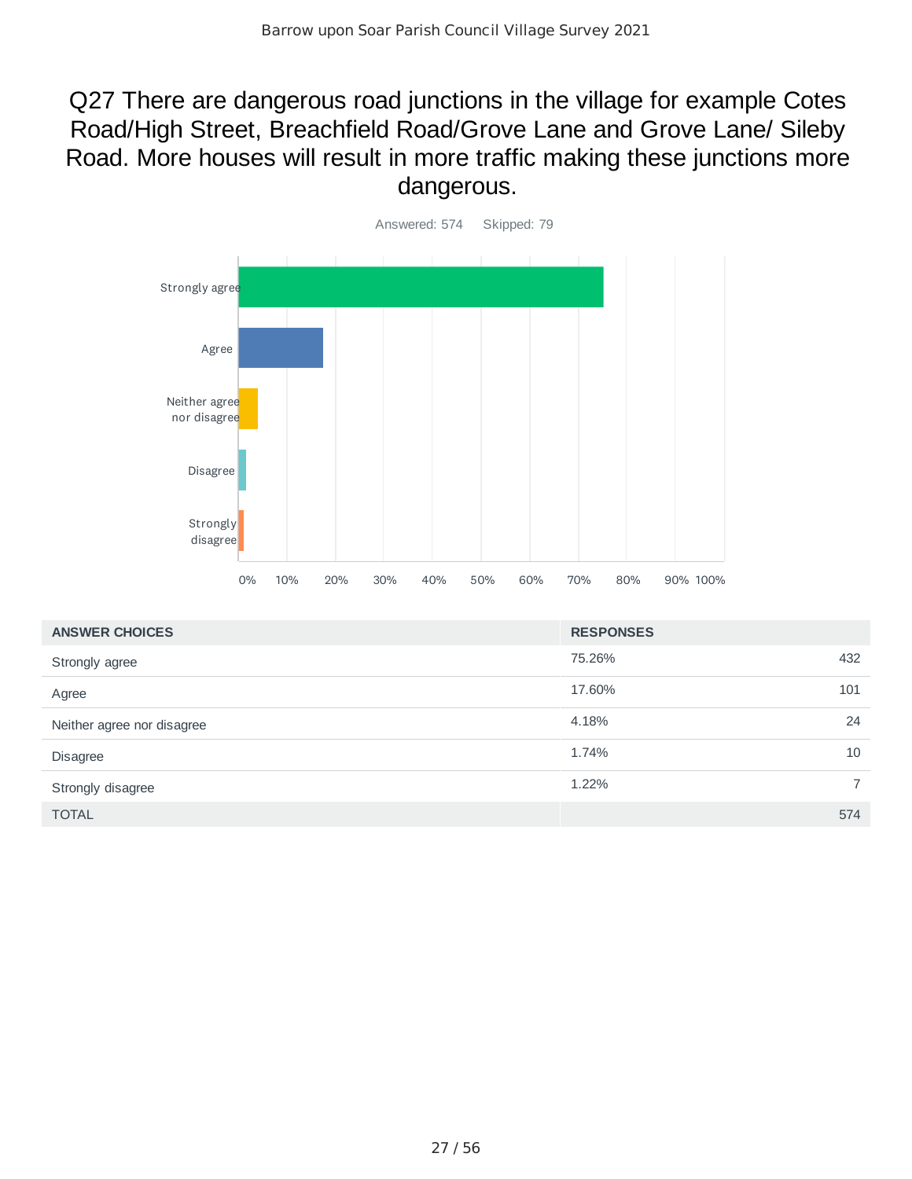## Q27 There are dangerous road junctions in the village for example Cotes Road/High Street, Breachfield Road/Grove Lane and Grove Lane/ Sileby Road. More houses will result in more traffic making these junctions more dangerous.

Answered: 574 Skipped: 79

| ANSWER CHOICES | RESPONSES | |
|---|---|---|
| Strongly agree | 75.26% | 432 |
| Agree | 17.60% | 101 |
| Neither agree nor disagree | 4.18% | 24 |
| Disagree | 1.74% | 10 |
| Strongly disagree | 1.22% | 7 |
| TOTAL | | 574 |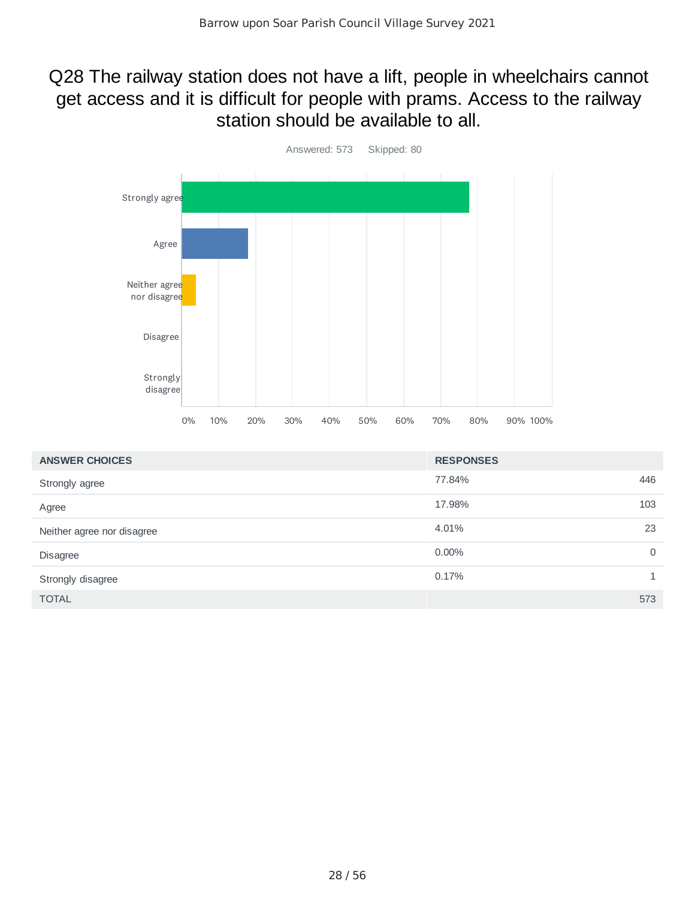# Q28 The railway station does not have a lift, people in wheelchairs cannot get access and it is difficult for people with prams. Access to the railway station should be available to all.

Answered: 573 Skipped: 80

| ANSWER CHOICES | RESPONSES | |
|---|---|---|
| Strongly agree | 77.84% | 446 |
| Agree | 17.98% | 103 |
| Neither agree nor disagree | 4.01% | 23 |
| Disagree | 0.00% | 0 |
| Strongly disagree | 0.17% | 1 |
| TOTAL | | 573 |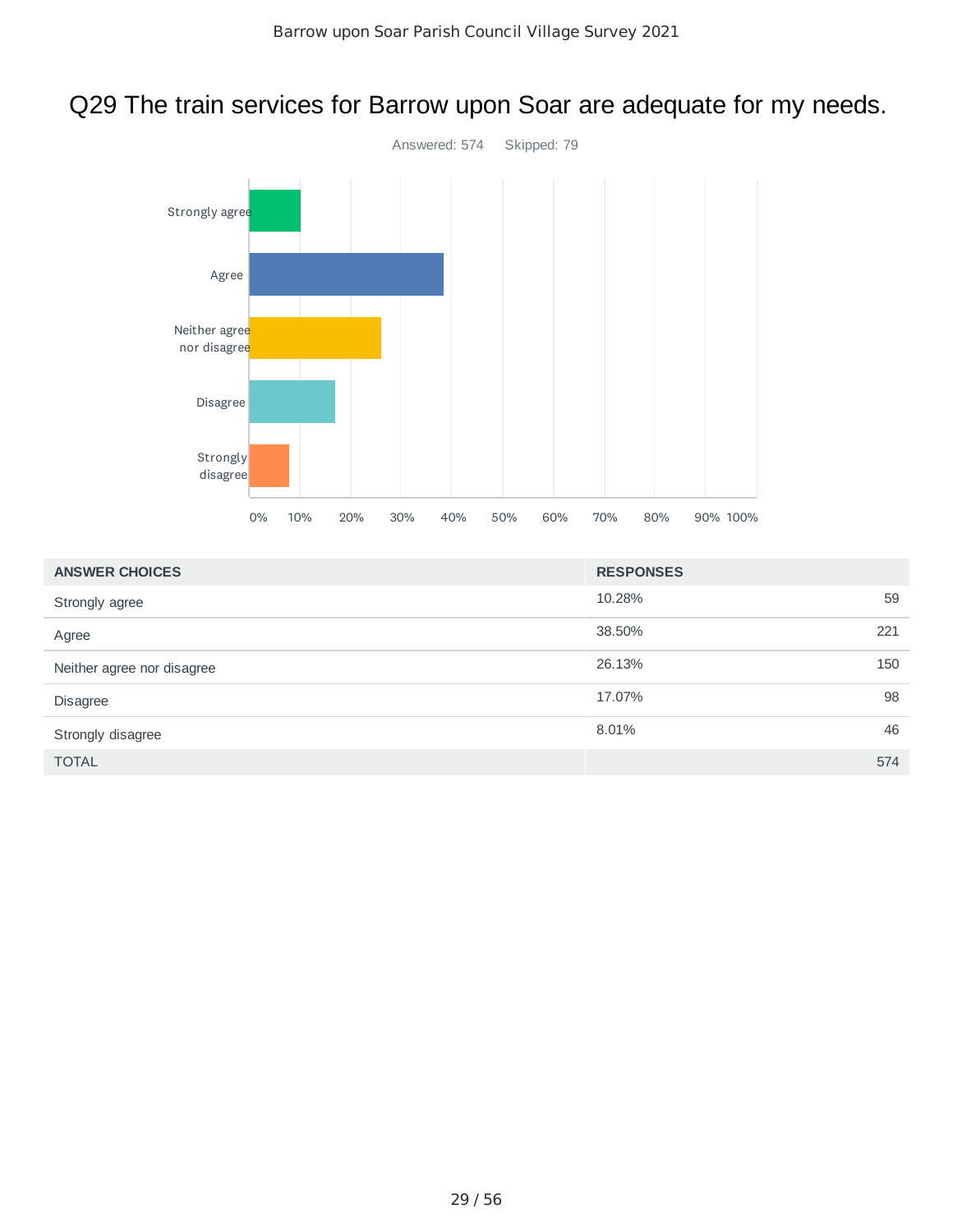# Q29 The train services for Barrow upon Soar are adequate for my needs.

Answered: 574 Skipped: 79

| ANSWER CHOICES | RESPONSES | |
|---|---|---|
| Strongly agree | 10.28% | 59 |
| Agree | 38.50% | 221 |
| Neither agree nor disagree | 26.13% | 150 |
| Disagree | 17.07% | 98 |
| Strongly disagree | 8.01% | 46 |
| TOTAL | | 574 |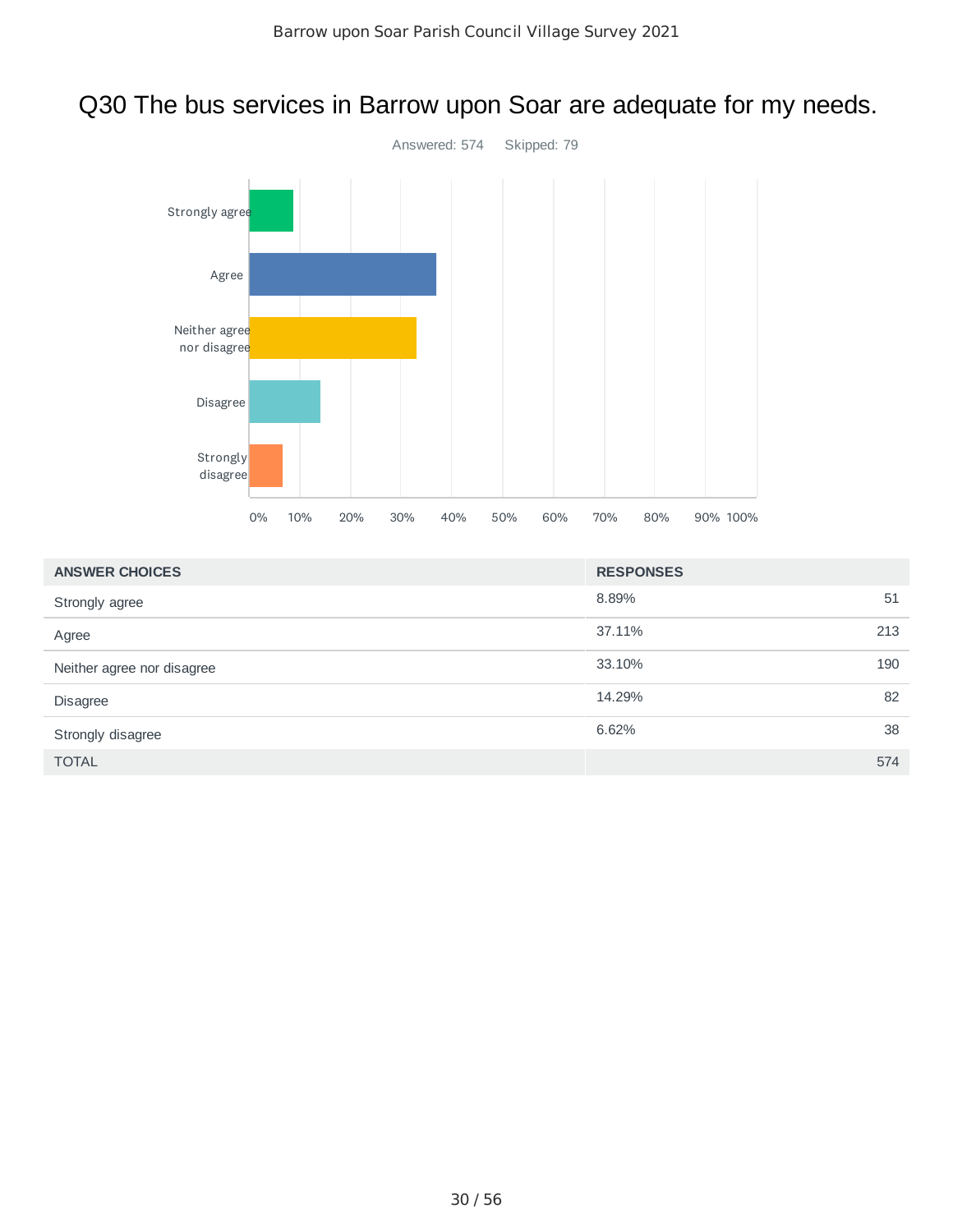# Q30 The bus services in Barrow upon Soar are adequate for my needs.

Answered: 574 Skipped: 79

| ANSWER CHOICES | RESPONSES | |
|---|---|---|
| Strongly agree | 8.89% | 51 |
| Agree | 37.11% | 213 |
| Neither agree nor disagree | 33.10% | 190 |
| Disagree | 14.29% | 82 |
| Strongly disagree | 6.62% | 38 |
| TOTAL | | 574 |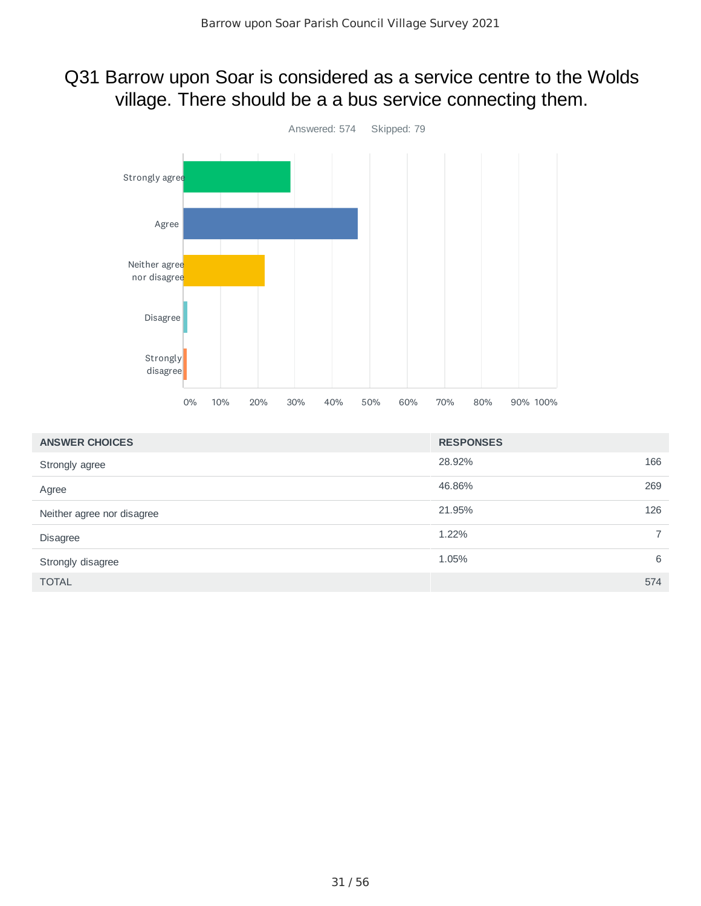# Q31 Barrow upon Soar is considered as a service centre to the Wolds village. There should be a a bus service connecting them.

Answered: 574 Skipped: 79

| ANSWER CHOICES | RESPONSES | |
|---|---|---|
| Strongly agree | 28.92% | 166 |
| Agree | 46.86% | 269 |
| Neither agree nor disagree | 21.95% | 126 |
| Disagree | 1.22% | 7 |
| Strongly disagree | 1.05% | 6 |
| TOTAL | | 574 |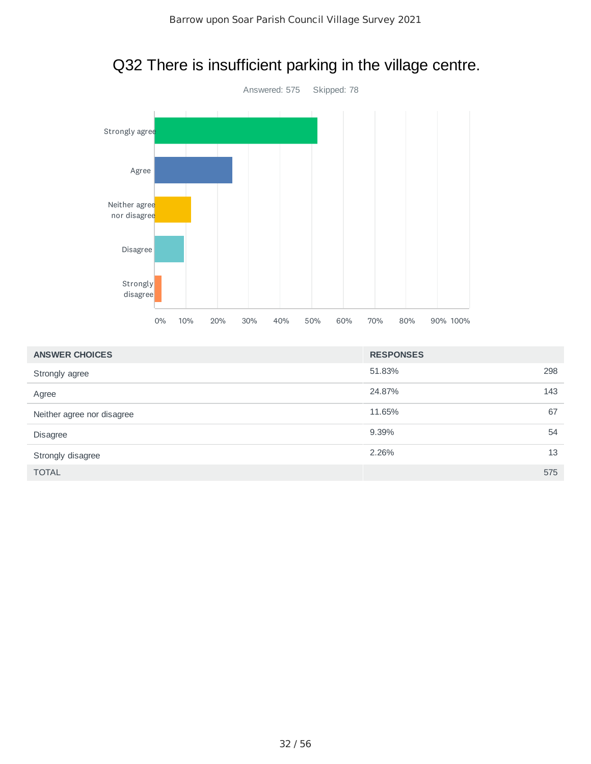# Q32 There is insufficient parking in the village centre.

Answered: 575 Skipped: 78

| ANSWER CHOICES | RESPONSES | |
|---|---|---|
| Strongly agree | 51.83% | 298 |
| Agree | 24.87% | 143 |
| Neither agree nor disagree | 11.65% | 67 |
| Disagree | 9.39% | 54 |
| Strongly disagree | 2.26% | 13 |
| TOTAL | | 575 |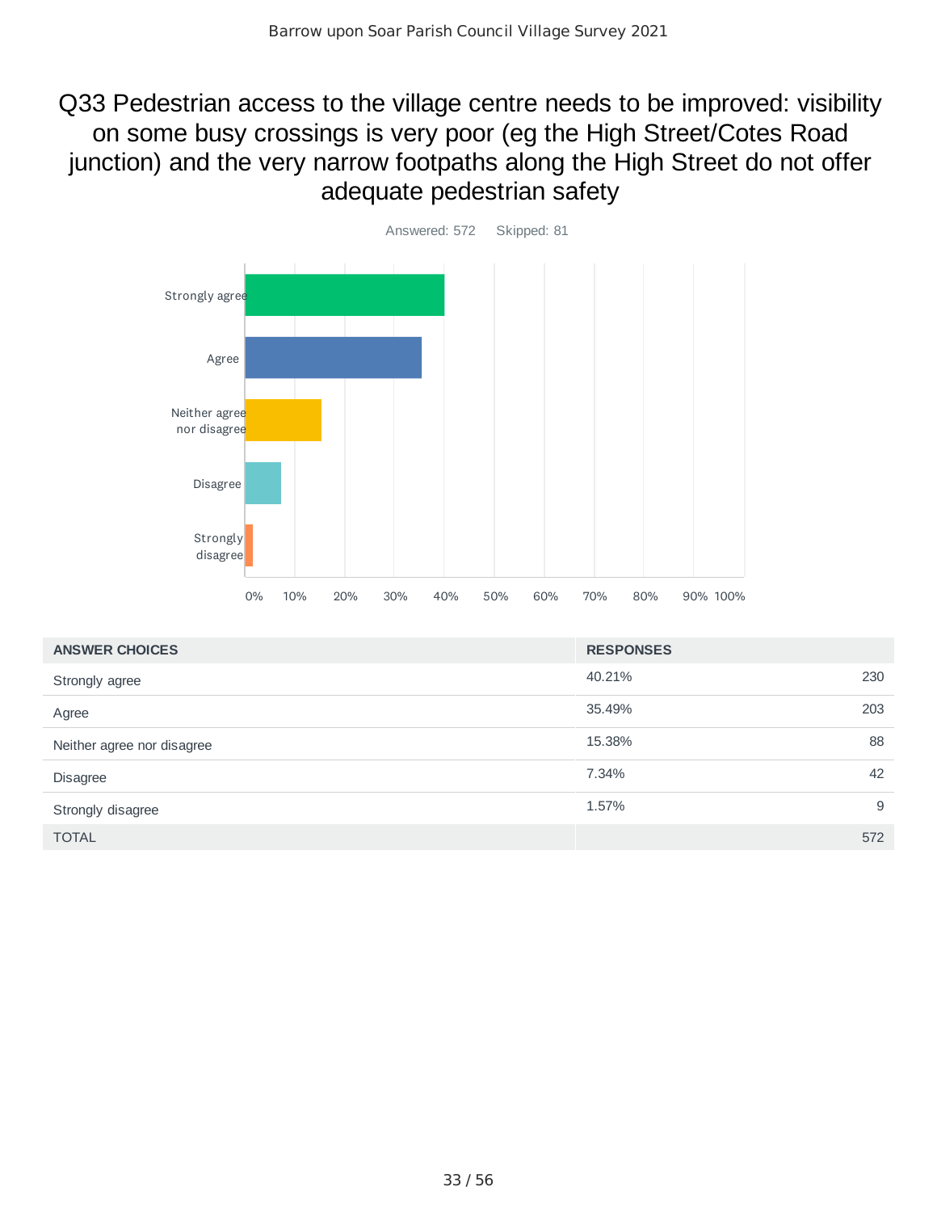# Q33 Pedestrian access to the village centre needs to be improved: visibility on some busy crossings is very poor (eg the High Street/Cotes Road junction) and the very narrow footpaths along the High Street do not offer adequate pedestrian safety

Answered: 572 Skipped: 81

| ANSWER CHOICES | RESPONSES | |
|---|---|---|
| Strongly agree | 40.21% | 230 |
| Agree | 35.49% | 203 |
| Neither agree nor disagree | 15.38% | 88 |
| Disagree | 7.34% | 42 |
| Strongly disagree | 1.57% | 9 |
| TOTAL | | 572 |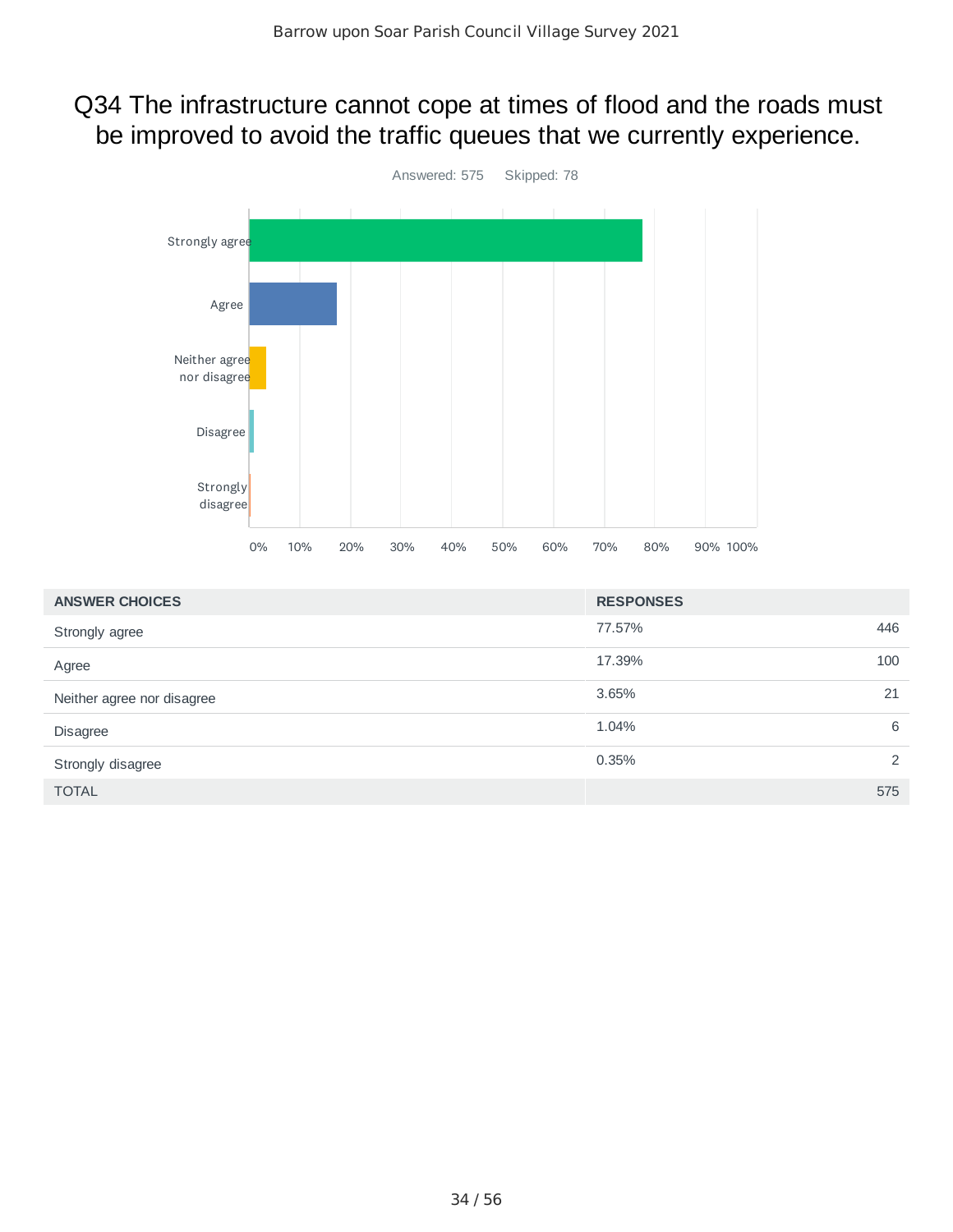# Q34 The infrastructure cannot cope at times of flood and the roads must be improved to avoid the traffic queues that we currently experience.

Answered: 575 Skipped: 78

| ANSWER CHOICES | RESPONSES | |
|---|---|---|
| Strongly agree | 77.57% | 446 |
| Agree | 17.39% | 100 |
| Neither agree nor disagree | 3.65% | 21 |
| Disagree | 1.04% | 6 |
| Strongly disagree | 0.35% | 2 |
| TOTAL | | 575 |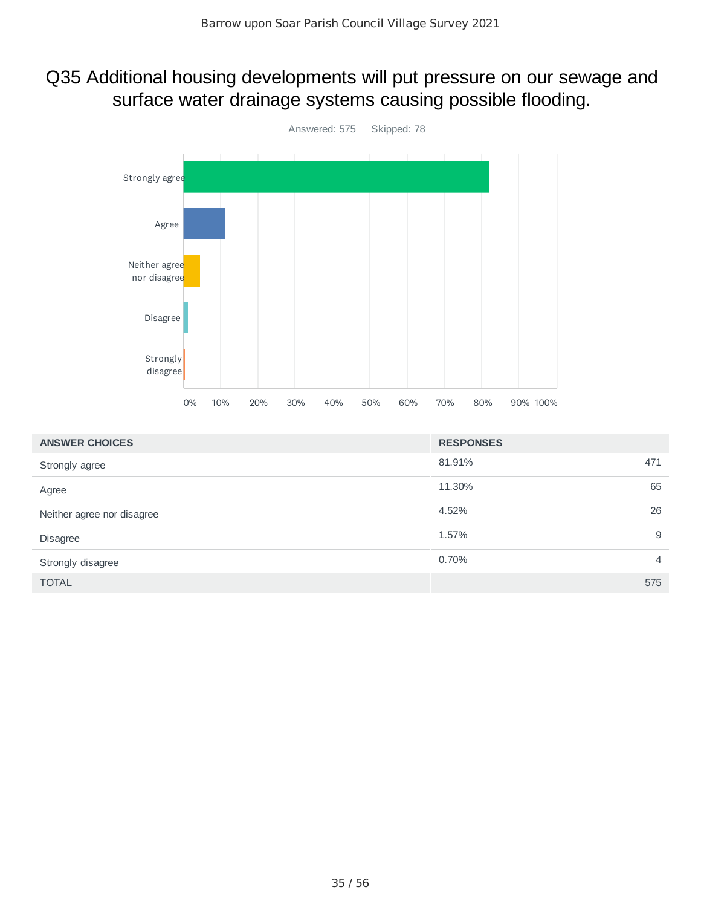# Q35 Additional housing developments will put pressure on our sewage and surface water drainage systems causing possible flooding.

Answered: 575 Skipped: 78

| ANSWER CHOICES | RESPONSES | |
|---|---|---|
| Strongly agree | 81.91% | 471 |
| Agree | 11.30% | 65 |
| Neither agree nor disagree | 4.52% | 26 |
| Disagree | 1.57% | 9 |
| Strongly disagree | 0.70% | 4 |
| TOTAL | | 575 |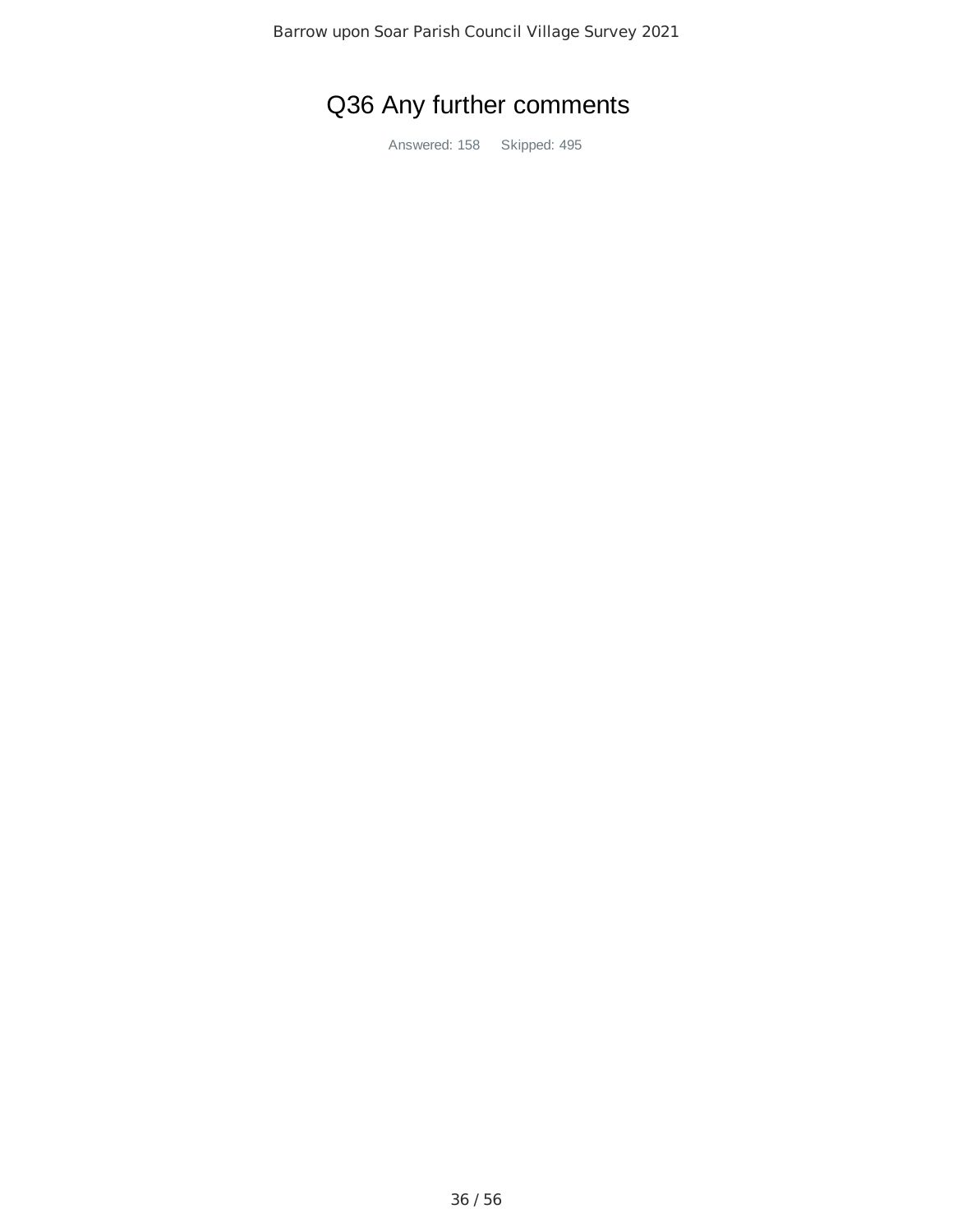# Q36 Any further comments

Answered: 158    Skipped: 495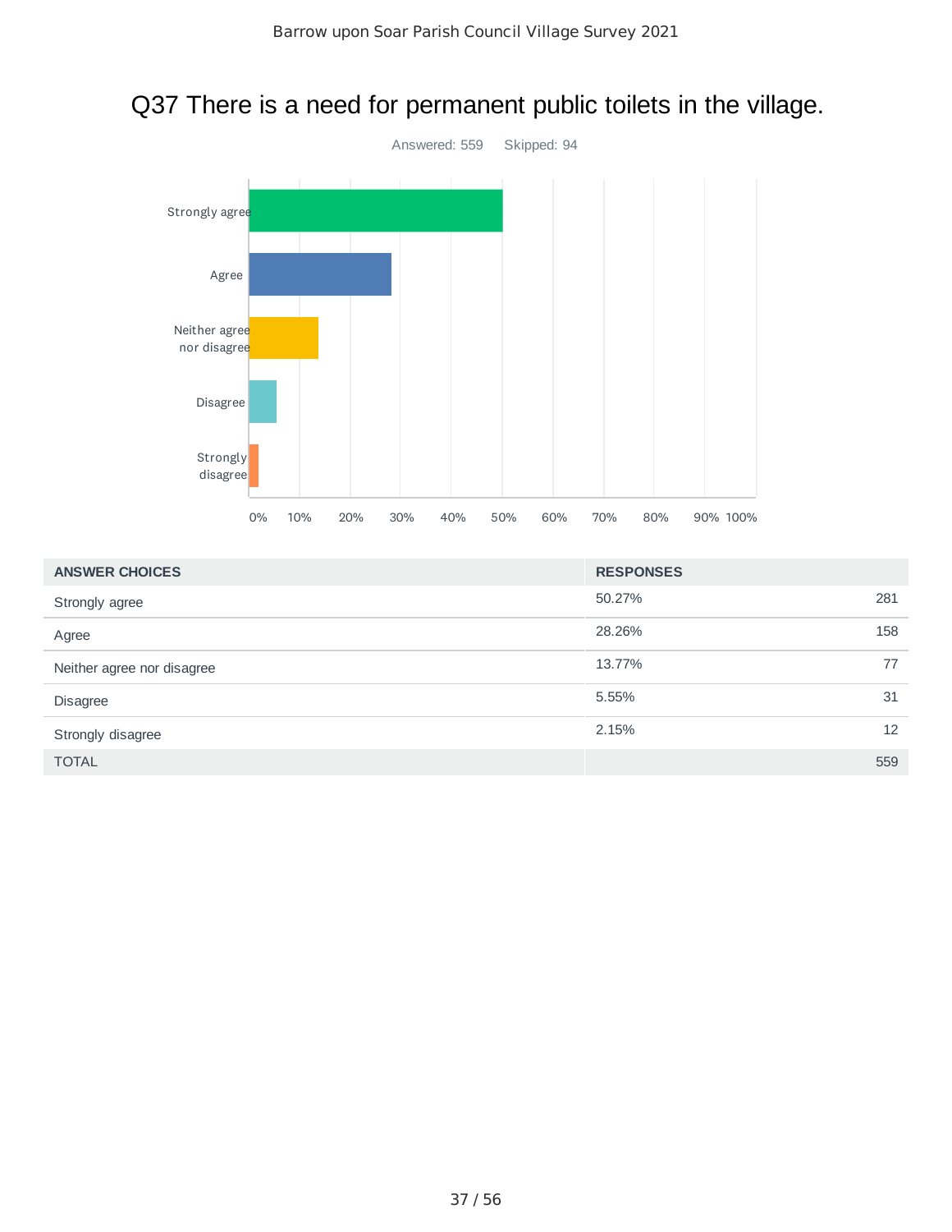# Q37 There is a need for permanent public toilets in the village.

Answered: 559 Skipped: 94

| ANSWER CHOICES | RESPONSES | |
|---|---|---|
| Strongly agree | 50.27% | 281 |
| Agree | 28.26% | 158 |
| Neither agree nor disagree | 13.77% | 77 |
| Disagree | 5.55% | 31 |
| Strongly disagree | 2.15% | 12 |
| TOTAL | | 559 |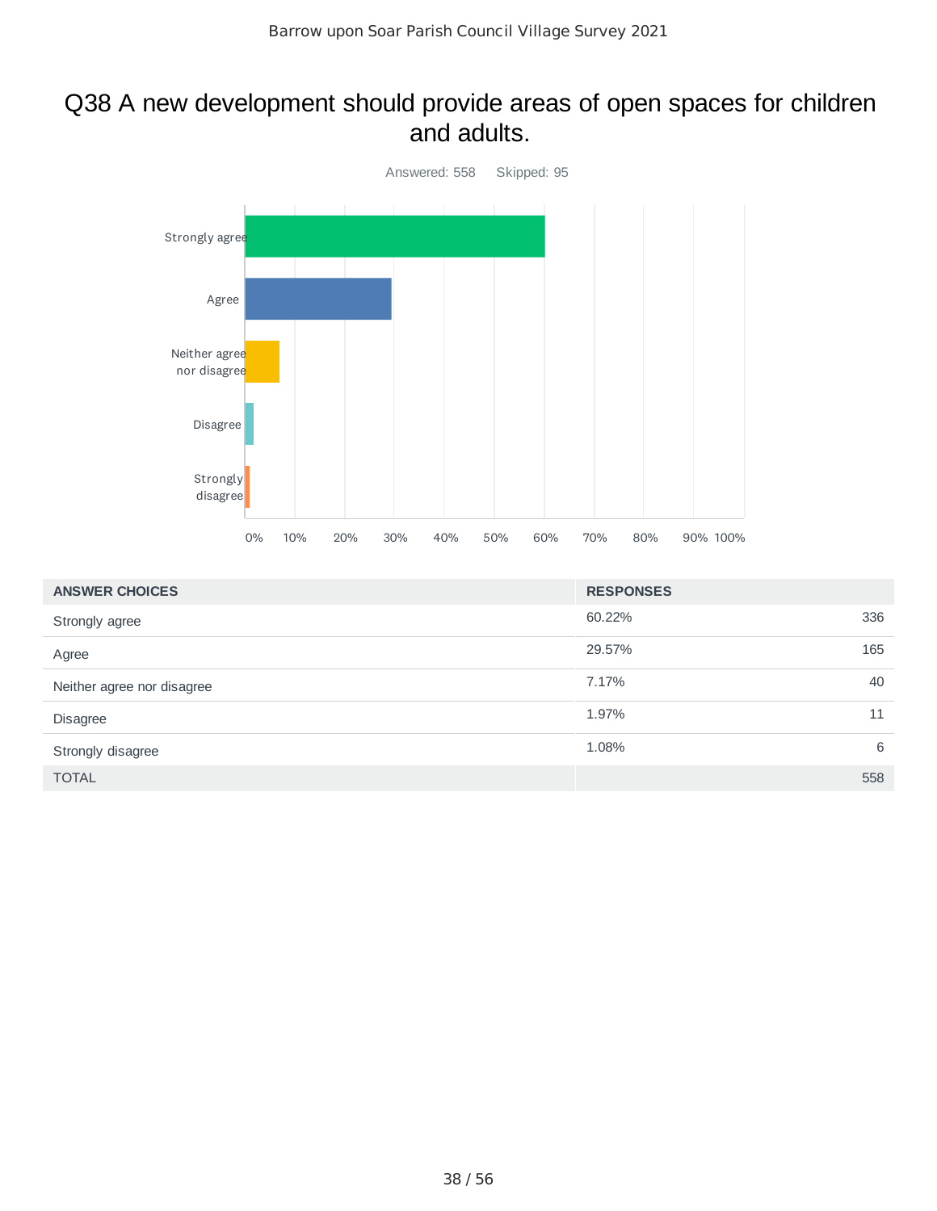# Q38 A new development should provide areas of open spaces for children and adults.

Answered: 558 Skipped: 95

| ANSWER CHOICES | RESPONSES | |
|---|---|---|
| Strongly agree | 60.22% | 336 |
| Agree | 29.57% | 165 |
| Neither agree nor disagree | 7.17% | 40 |
| Disagree | 1.97% | 11 |
| Strongly disagree | 1.08% | 6 |
| TOTAL | | 558 |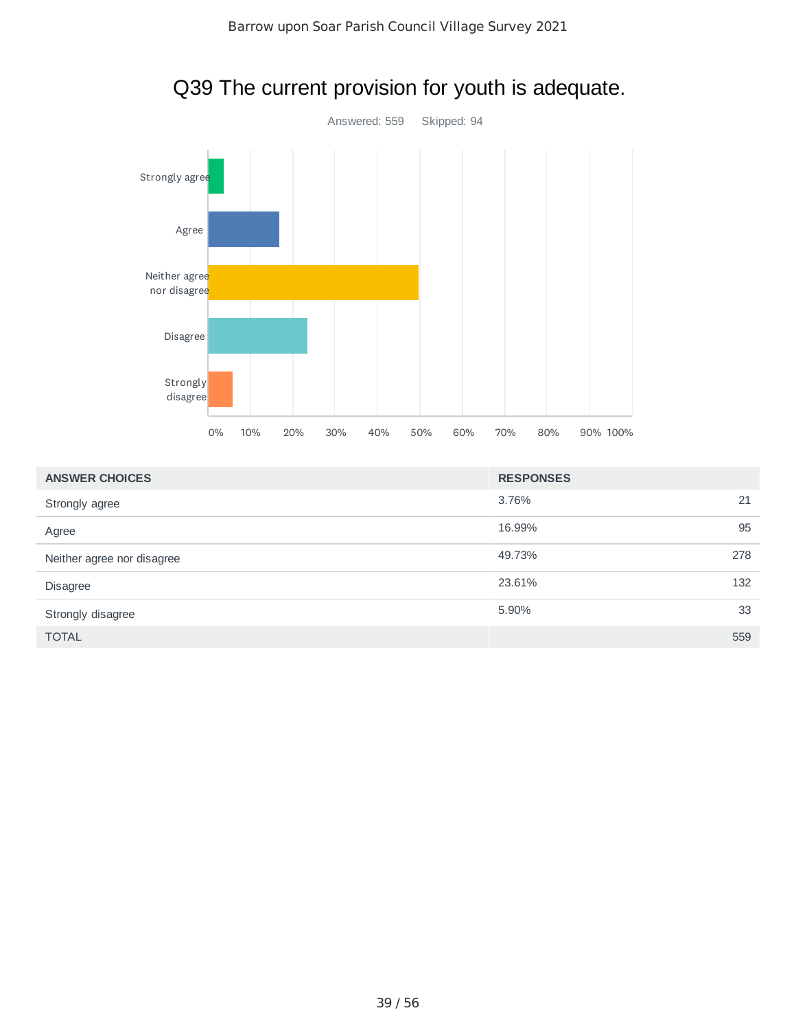# Q39 The current provision for youth is adequate.

Answered: 559 Skipped: 94

| ANSWER CHOICES | RESPONSES | |
|---|---|---|
| Strongly agree | 3.76% | 21 |
| Agree | 16.99% | 95 |
| Neither agree nor disagree | 49.73% | 278 |
| Disagree | 23.61% | 132 |
| Strongly disagree | 5.90% | 33 |
| TOTAL | | 559 |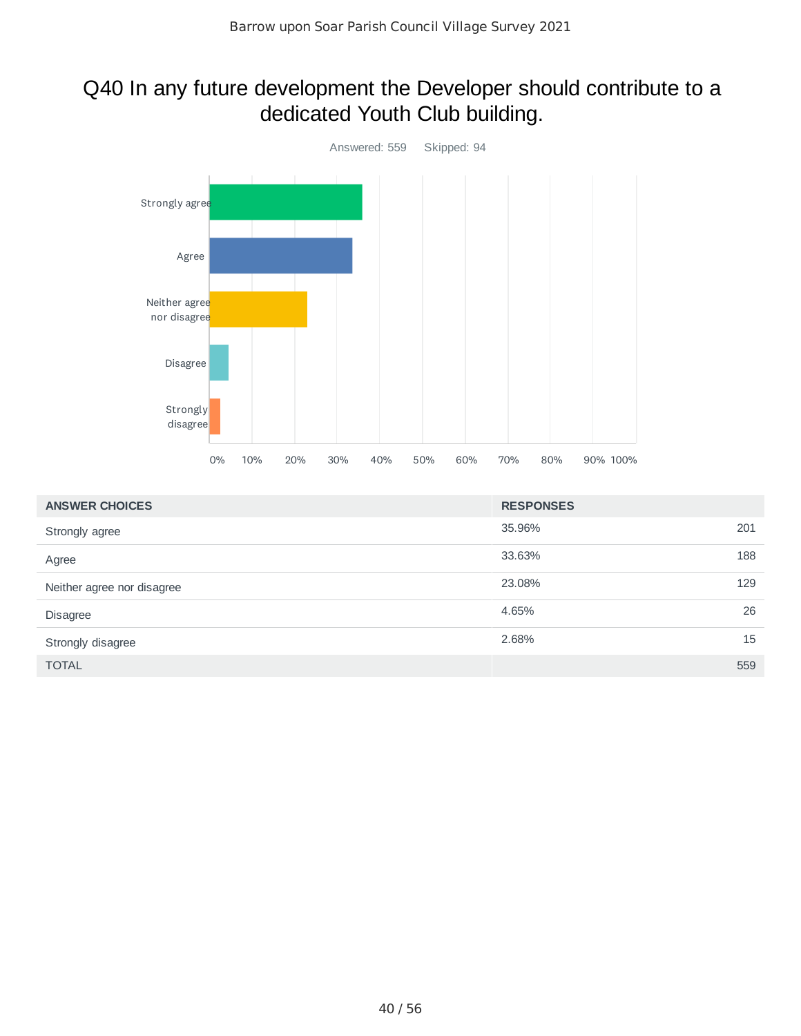# Q40 In any future development the Developer should contribute to a dedicated Youth Club building.

Answered: 559 Skipped: 94

| ANSWER CHOICES | RESPONSES | |
|---|---|---|
| Strongly agree | 35.96% | 201 |
| Agree | 33.63% | 188 |
| Neither agree nor disagree | 23.08% | 129 |
| Disagree | 4.65% | 26 |
| Strongly disagree | 2.68% | 15 |
| TOTAL | | 559 |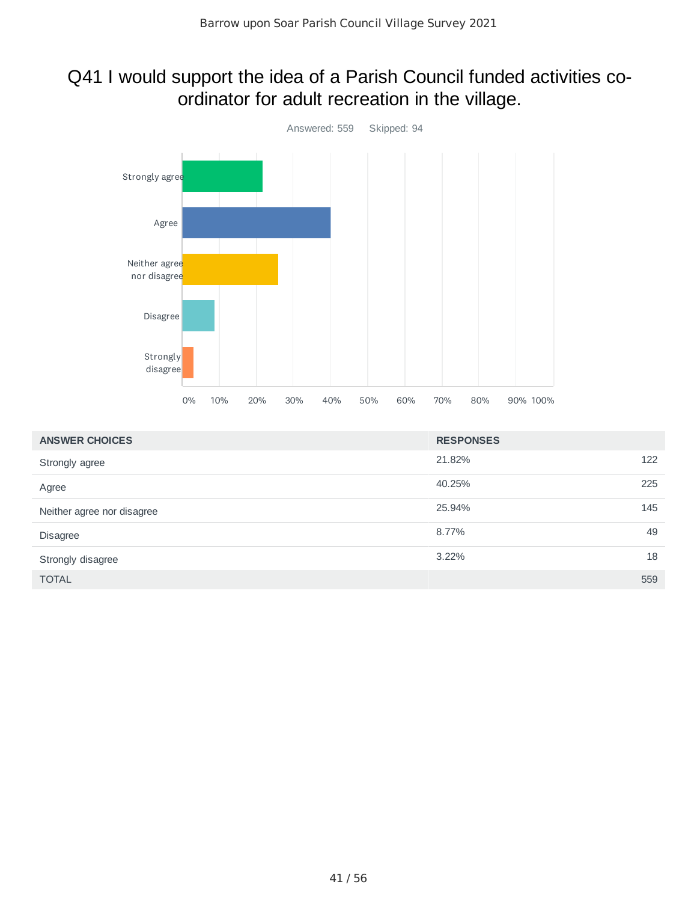# Q41 I would support the idea of a Parish Council funded activities co-ordinator for adult recreation in the village.

Answered: 559 Skipped: 94

| ANSWER CHOICES | RESPONSES | |
|---|---|---|
| Strongly agree | 21.82% | 122 |
| Agree | 40.25% | 225 |
| Neither agree nor disagree | 25.94% | 145 |
| Disagree | 8.77% | 49 |
| Strongly disagree | 3.22% | 18 |
| TOTAL | | 559 |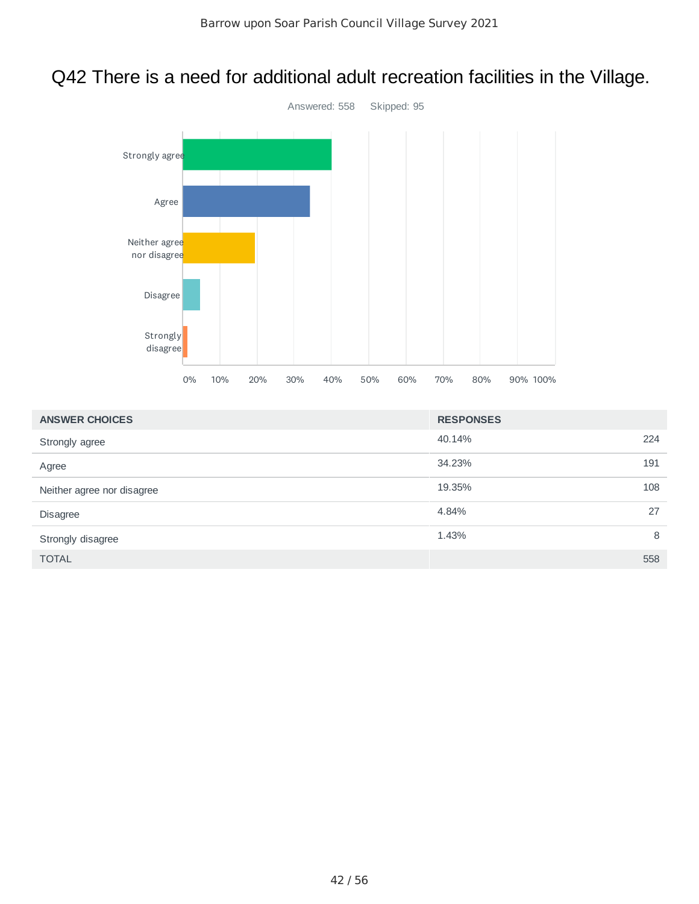# Q42 There is a need for additional adult recreation facilities in the Village.

Answered: 558 Skipped: 95

| ANSWER CHOICES | RESPONSES | |
|---|---|---|
| Strongly agree | 40.14% | 224 |
| Agree | 34.23% | 191 |
| Neither agree nor disagree | 19.35% | 108 |
| Disagree | 4.84% | 27 |
| Strongly disagree | 1.43% | 8 |
| TOTAL | | 558 |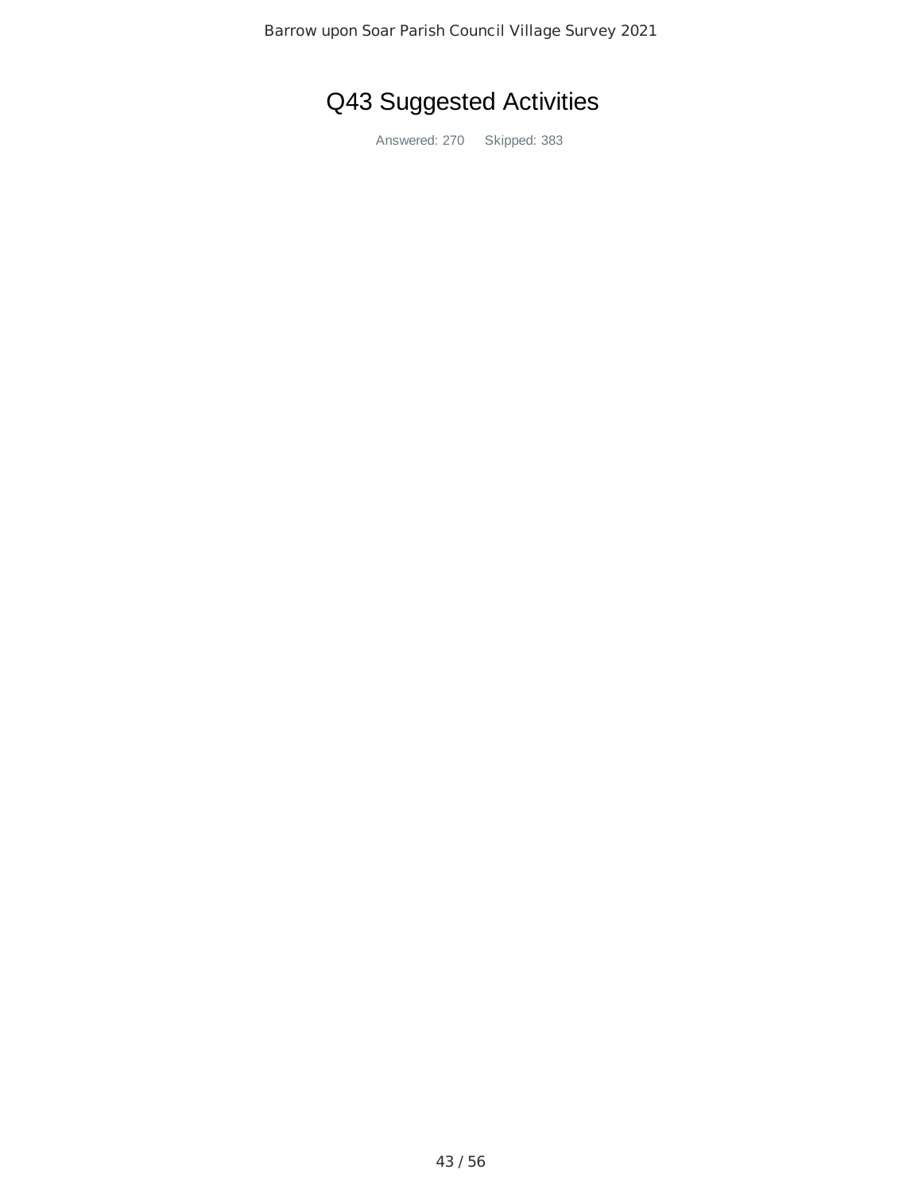# Q43 Suggested Activities

Answered: 270 Skipped: 383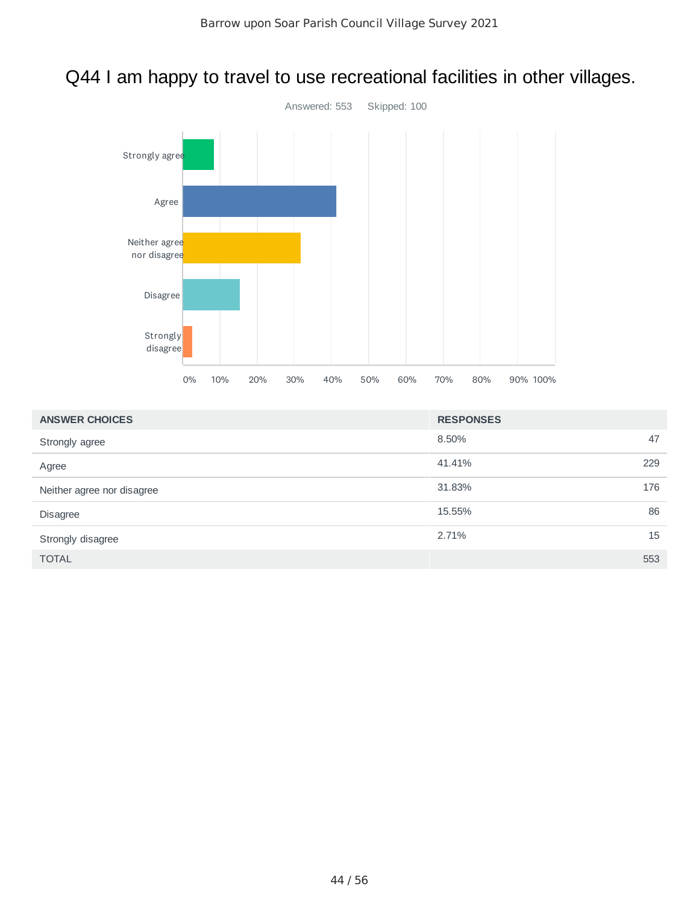# Q44 I am happy to travel to use recreational facilities in other villages.

Answered: 553 Skipped: 100

| ANSWER CHOICES | RESPONSES | |
|---|---|---|
| Strongly agree | 8.50% | 47 |
| Agree | 41.41% | 229 |
| Neither agree nor disagree | 31.83% | 176 |
| Disagree | 15.55% | 86 |
| Strongly disagree | 2.71% | 15 |
| TOTAL | | 553 |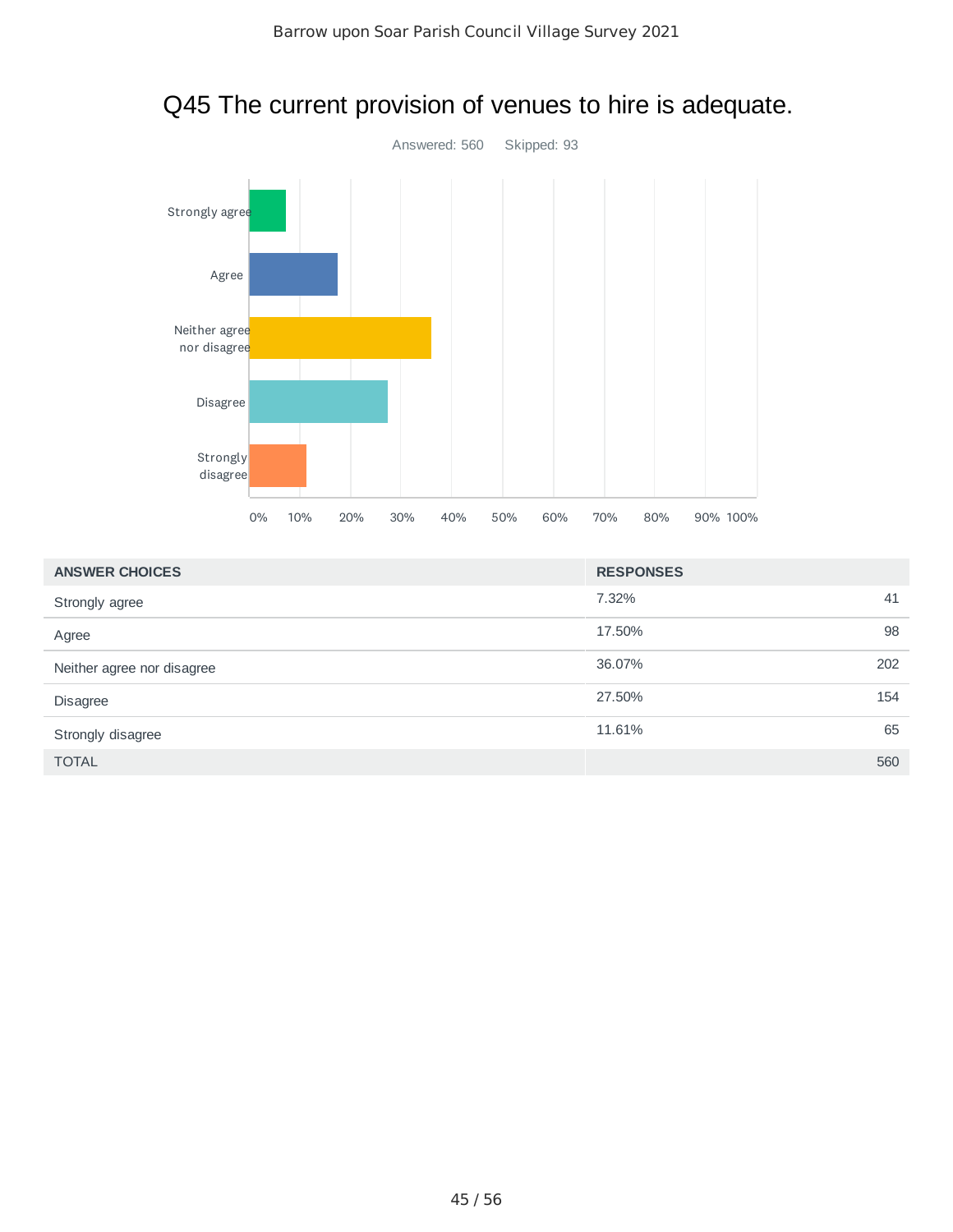# Q45 The current provision of venues to hire is adequate.

Answered: 560    Skipped: 93

| ANSWER CHOICES | RESPONSES | |
|---|---|---|
| Strongly agree | 7.32% | 41 |
| Agree | 17.50% | 98 |
| Neither agree nor disagree | 36.07% | 202 |
| Disagree | 27.50% | 154 |
| Strongly disagree | 11.61% | 65 |
| TOTAL | | 560 |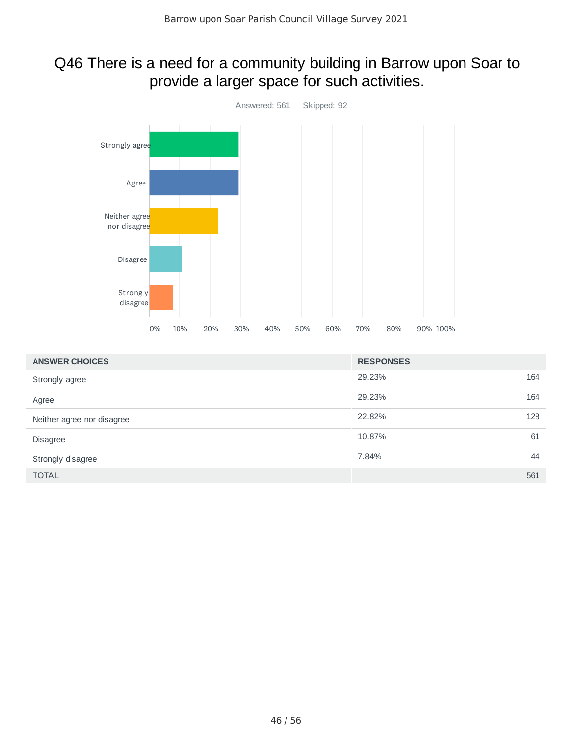# Q46 There is a need for a community building in Barrow upon Soar to provide a larger space for such activities.

Answered: 561 Skipped: 92

| ANSWER CHOICES | RESPONSES | |
|---|---|---|
| Strongly agree | 29.23% | 164 |
| Agree | 29.23% | 164 |
| Neither agree nor disagree | 22.82% | 128 |
| Disagree | 10.87% | 61 |
| Strongly disagree | 7.84% | 44 |
| TOTAL | | 561 |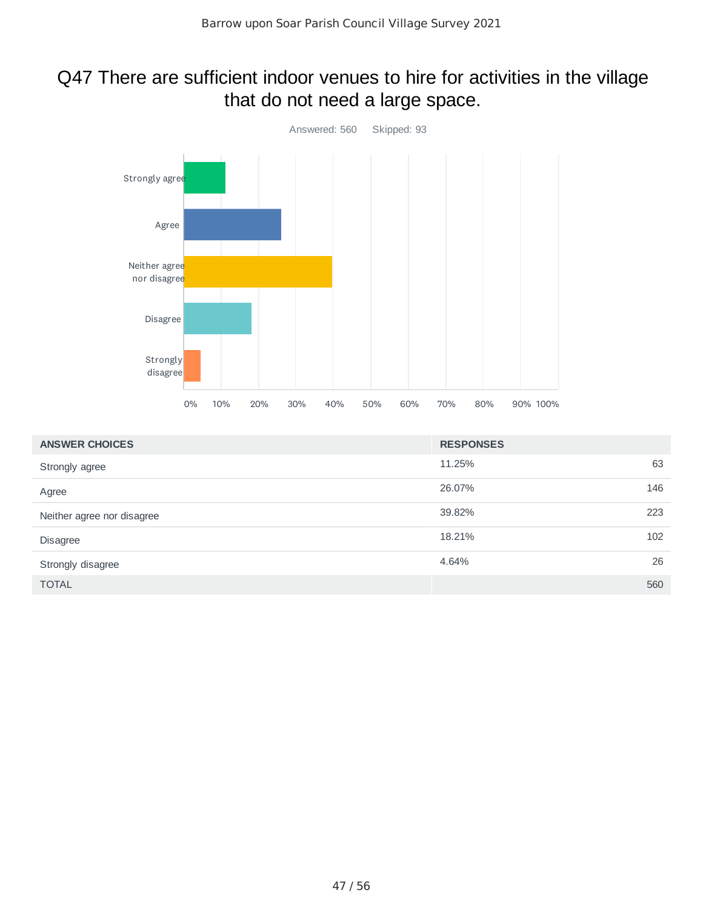# Q47 There are sufficient indoor venues to hire for activities in the village that do not need a large space.

Answered: 560 Skipped: 93

| ANSWER CHOICES | RESPONSES | |
|---|---|---|
| Strongly agree | 11.25% | 63 |
| Agree | 26.07% | 146 |
| Neither agree nor disagree | 39.82% | 223 |
| Disagree | 18.21% | 102 |
| Strongly disagree | 4.64% | 26 |
| TOTAL | | 560 |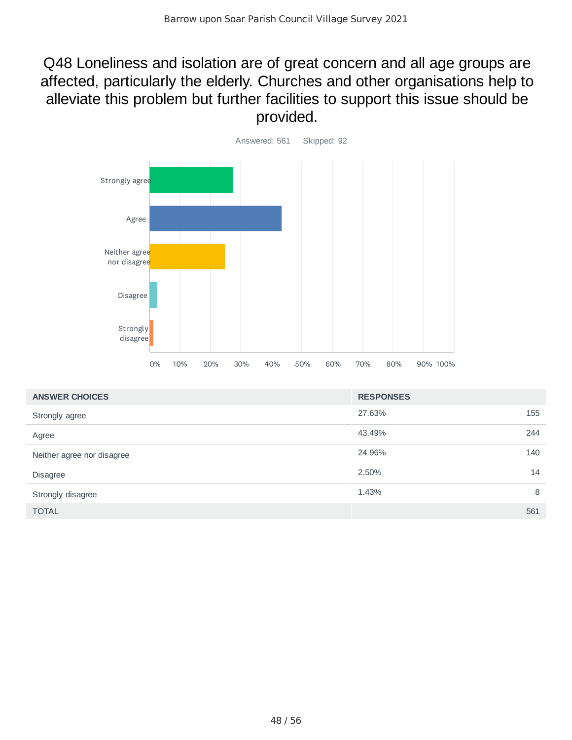## Q48 Loneliness and isolation are of great concern and all age groups are affected, particularly the elderly. Churches and other organisations help to alleviate this problem but further facilities to support this issue should be provided.

Answered: 561 Skipped: 92

| ANSWER CHOICES | RESPONSES | |
|---|---|---|
| Strongly agree | 27.63% | 155 |
| Agree | 43.49% | 244 |
| Neither agree nor disagree | 24.96% | 140 |
| Disagree | 2.50% | 14 |
| Strongly disagree | 1.43% | 8 |
| TOTAL | | 561 |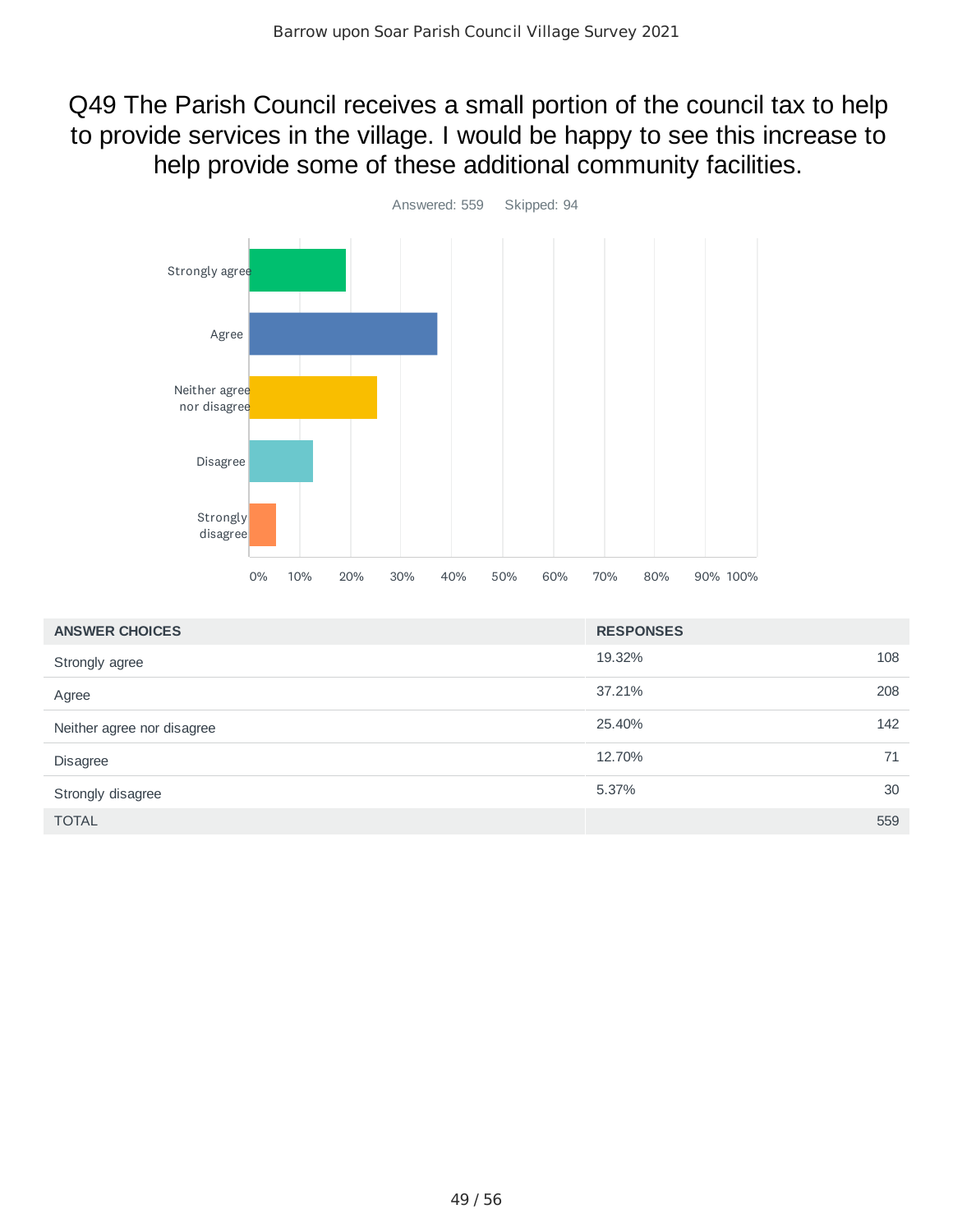## Q49 The Parish Council receives a small portion of the council tax to help to provide services in the village. I would be happy to see this increase to help provide some of these additional community facilities.

Answered: 559 Skipped: 94

| ANSWER CHOICES | RESPONSES | |
|---|---|---|
| Strongly agree | 19.32% | 108 |
| Agree | 37.21% | 208 |
| Neither agree nor disagree | 25.40% | 142 |
| Disagree | 12.70% | 71 |
| Strongly disagree | 5.37% | 30 |
| TOTAL | | 559 |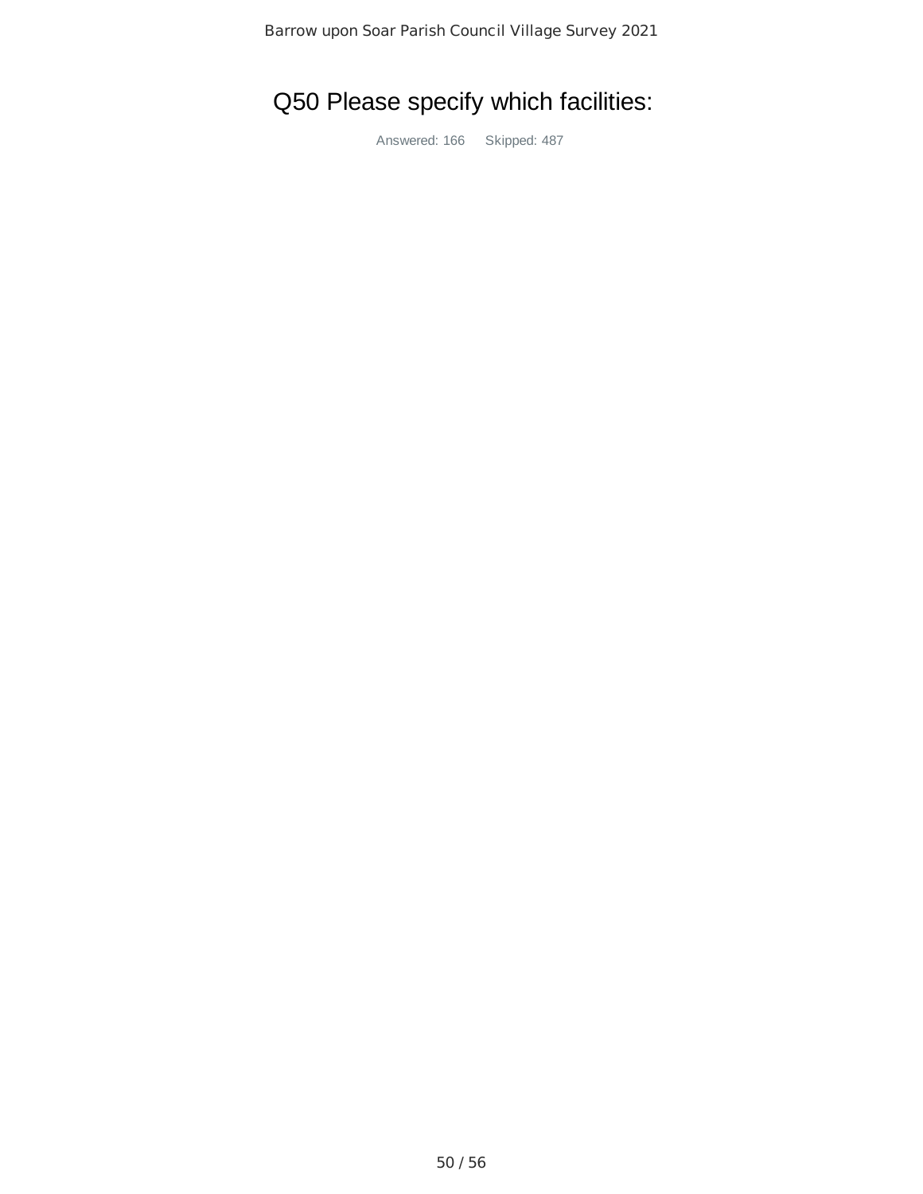# Q50 Please specify which facilities:

Answered: 166 Skipped: 487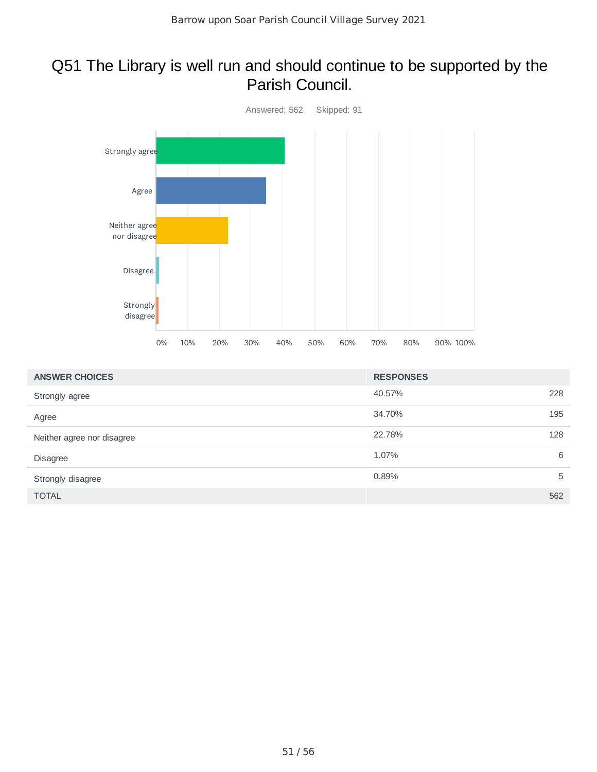# Q51 The Library is well run and should continue to be supported by the Parish Council.

Answered: 562 Skipped: 91

| ANSWER CHOICES | RESPONSES | |
|---|---|---|
| Strongly agree | 40.57% | 228 |
| Agree | 34.70% | 195 |
| Neither agree nor disagree | 22.78% | 128 |
| Disagree | 1.07% | 6 |
| Strongly disagree | 0.89% | 5 |
| TOTAL | | 562 |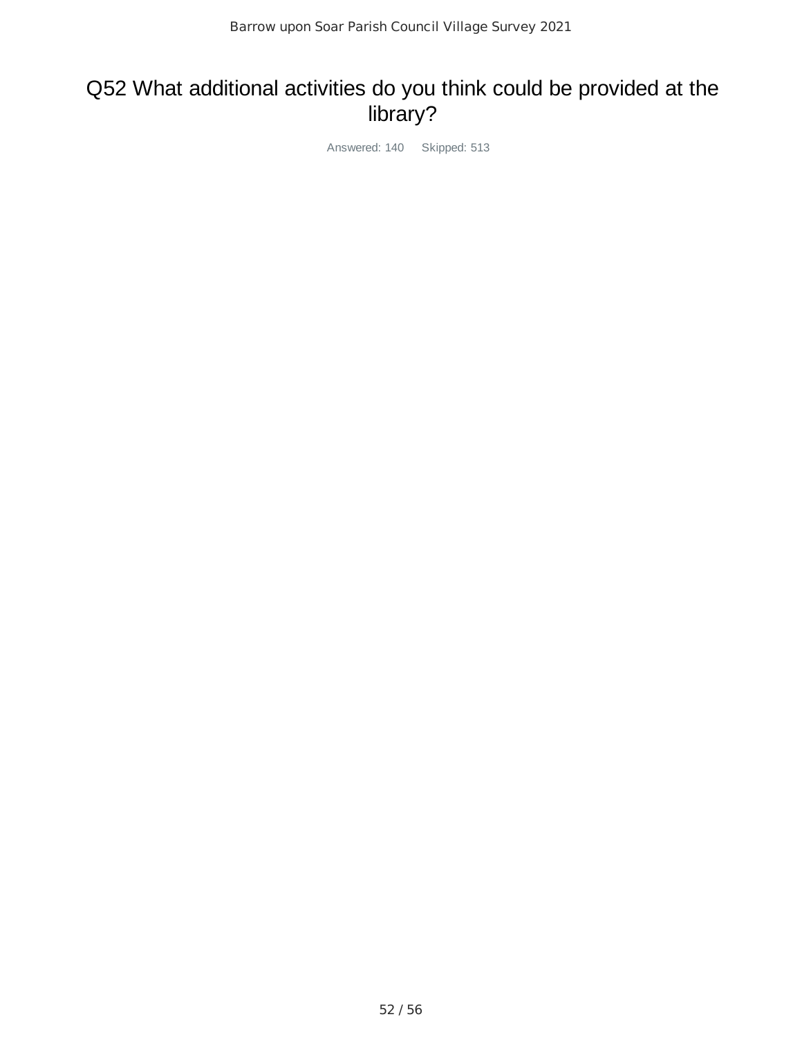# Q52 What additional activities do you think could be provided at the library?

Answered: 140 Skipped: 513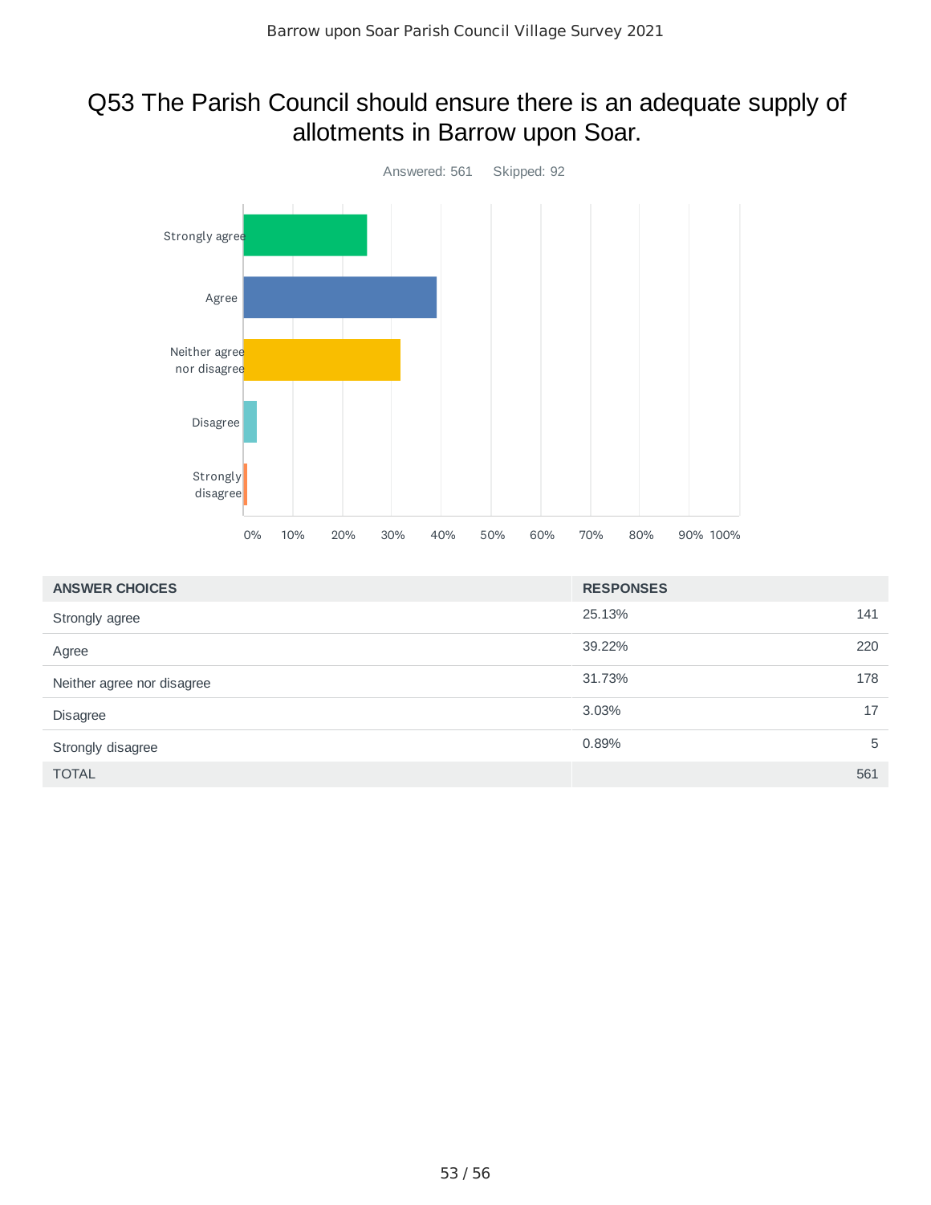# Q53 The Parish Council should ensure there is an adequate supply of allotments in Barrow upon Soar.

Answered: 561 Skipped: 92

| ANSWER CHOICES | RESPONSES | |
|---|---|---|
| Strongly agree | 25.13% | 141 |
| Agree | 39.22% | 220 |
| Neither agree nor disagree | 31.73% | 178 |
| Disagree | 3.03% | 17 |
| Strongly disagree | 0.89% | 5 |
| TOTAL | | 561 |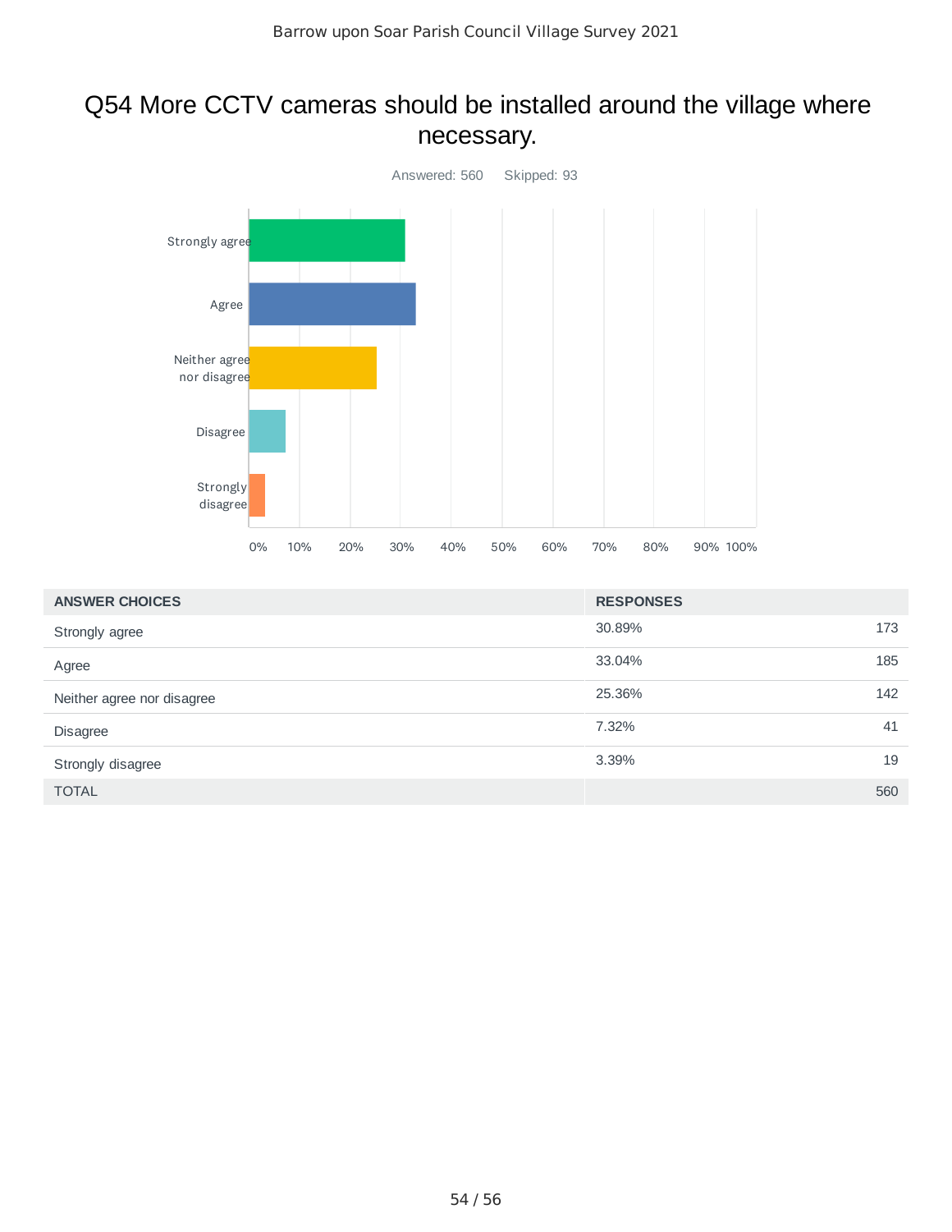# Q54 More CCTV cameras should be installed around the village where necessary.

Answered: 560 Skipped: 93

| ANSWER CHOICES | RESPONSES | |
|---|---|---|
| Strongly agree | 30.89% | 173 |
| Agree | 33.04% | 185 |
| Neither agree nor disagree | 25.36% | 142 |
| Disagree | 7.32% | 41 |
| Strongly disagree | 3.39% | 19 |
| TOTAL | | 560 |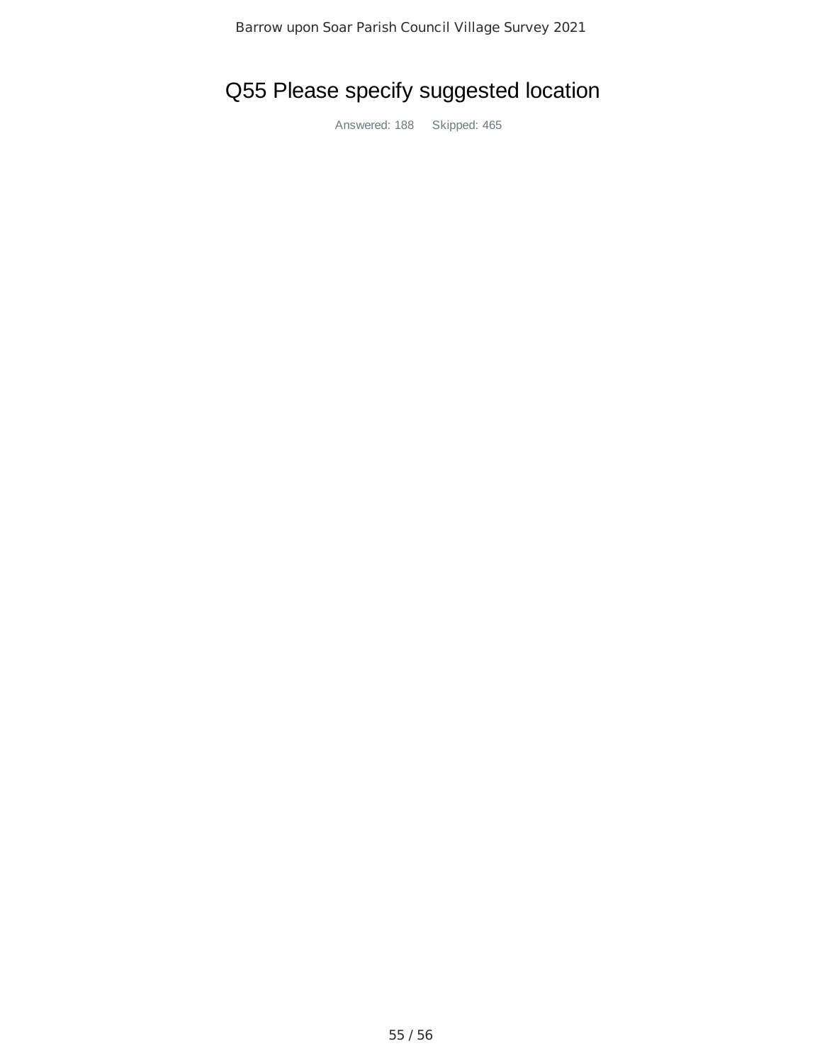# Q55 Please specify suggested location

Answered: 188 Skipped: 465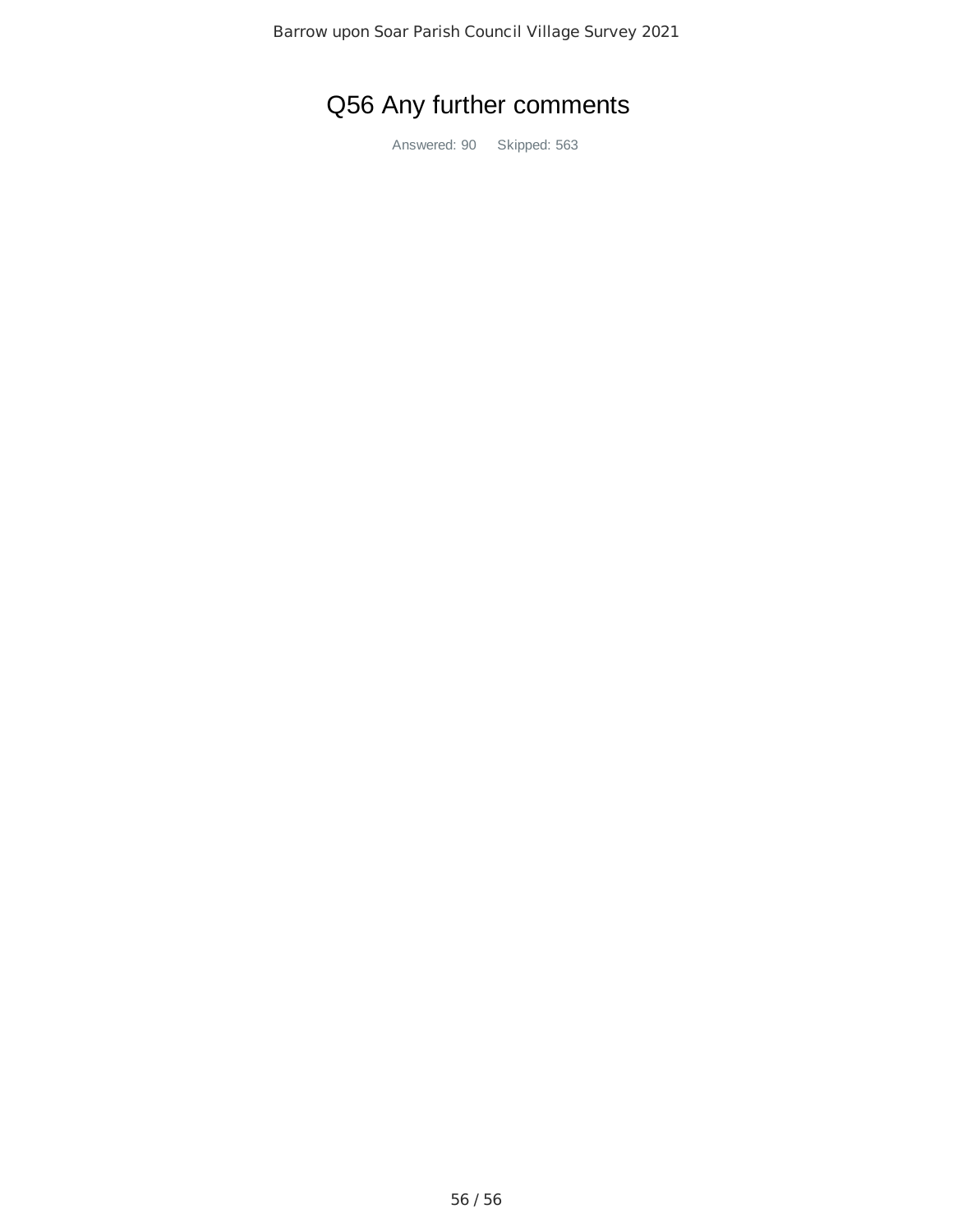# Q56 Any further comments

Answered: 90    Skipped: 563